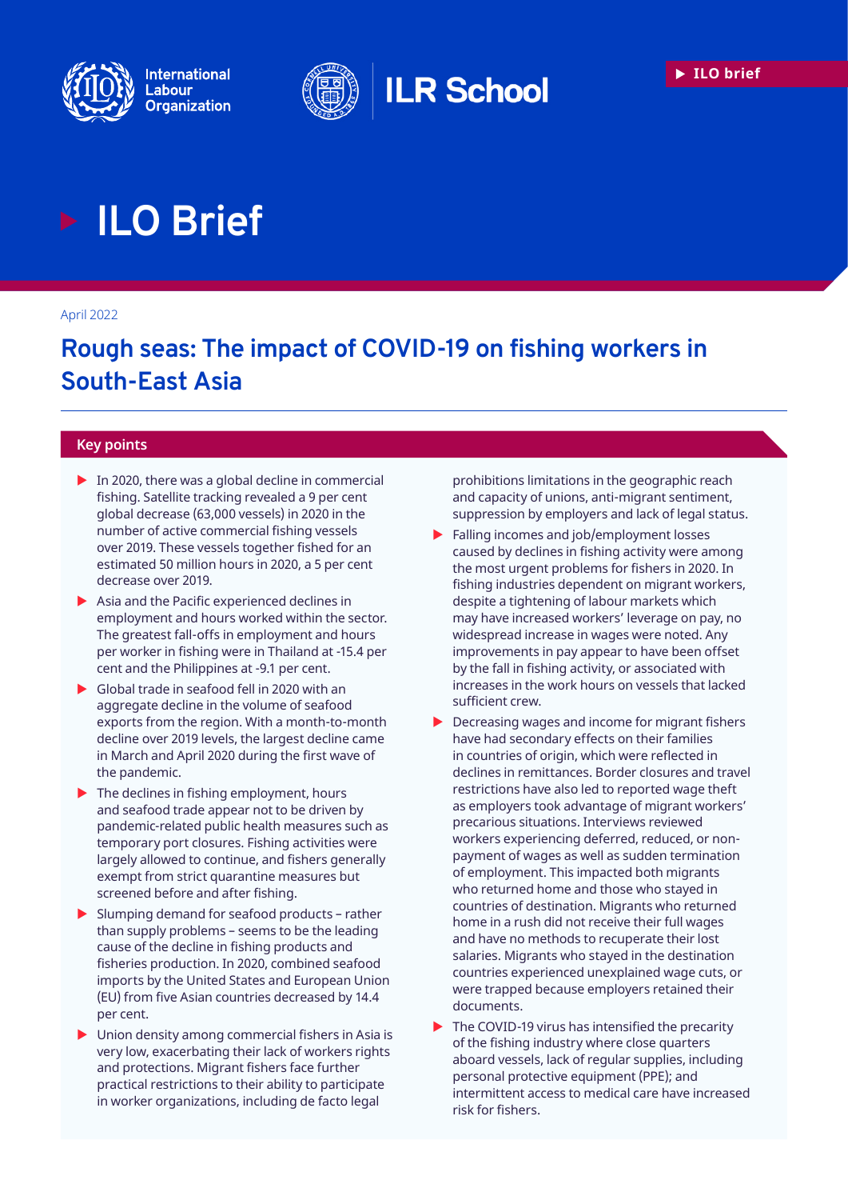International Labour Organization

ILR School

ILO brief

# ILO Brief

April 2022

## Rough seas: The impact of COVID-19 on fishing workers in South-East Asia

### Key points

- In 2020, there was a global decline in commercial fishing. Satellite tracking revealed a 9 per cent global decrease (63,000 vessels) in 2020 in the number of active commercial fishing vessels over 2019. These vessels together fished for an estimated 50 million hours in 2020, a 5 per cent decrease over 2019.
- Asia and the Pacific experienced declines in employment and hours worked within the sector. The greatest fall-offs in employment and hours per worker in fishing were in Thailand at -15.4 per cent and the Philippines at -9.1 per cent.
- Global trade in seafood fell in 2020 with an aggregate decline in the volume of seafood exports from the region. With a month-to-month decline over 2019 levels, the largest decline came in March and April 2020 during the first wave of the pandemic.
- The declines in fishing employment, hours and seafood trade appear not to be driven by pandemic-related public health measures such as temporary port closures. Fishing activities were largely allowed to continue, and fishers generally exempt from strict quarantine measures but screened before and after fishing.
- Slumping demand for seafood products – rather than supply problems – seems to be the leading cause of the decline in fishing products and fisheries production. In 2020, combined seafood imports by the United States and European Union (EU) from five Asian countries decreased by 14.4 per cent.
- Union density among commercial fishers in Asia is very low, exacerbating their lack of workers rights and protections. Migrant fishers face further practical restrictions to their ability to participate in worker organizations, including de facto legal prohibitions limitations in the geographic reach and capacity of unions, anti-migrant sentiment, suppression by employers and lack of legal status.
- Falling incomes and job/employment losses caused by declines in fishing activity were among the most urgent problems for fishers in 2020. In fishing industries dependent on migrant workers, despite a tightening of labour markets which may have increased workers' leverage on pay, no widespread increase in wages were noted. Any improvements in pay appear to have been offset by the fall in fishing activity, or associated with increases in the work hours on vessels that lacked sufficient crew.
- Decreasing wages and income for migrant fishers have had secondary effects on their families in countries of origin, which were reflected in declines in remittances. Border closures and travel restrictions have also led to reported wage theft as employers took advantage of migrant workers' precarious situations. Interviews reviewed workers experiencing deferred, reduced, or non-payment of wages as well as sudden termination of employment. This impacted both migrants who returned home and those who stayed in countries of destination. Migrants who returned home in a rush did not receive their full wages and have no methods to recuperate their lost salaries. Migrants who stayed in the destination countries experienced unexplained wage cuts, or were trapped because employers retained their documents.
- The COVID-19 virus has intensified the precarity of the fishing industry where close quarters aboard vessels, lack of regular supplies, including personal protective equipment (PPE); and intermittent access to medical care have increased risk for fishers.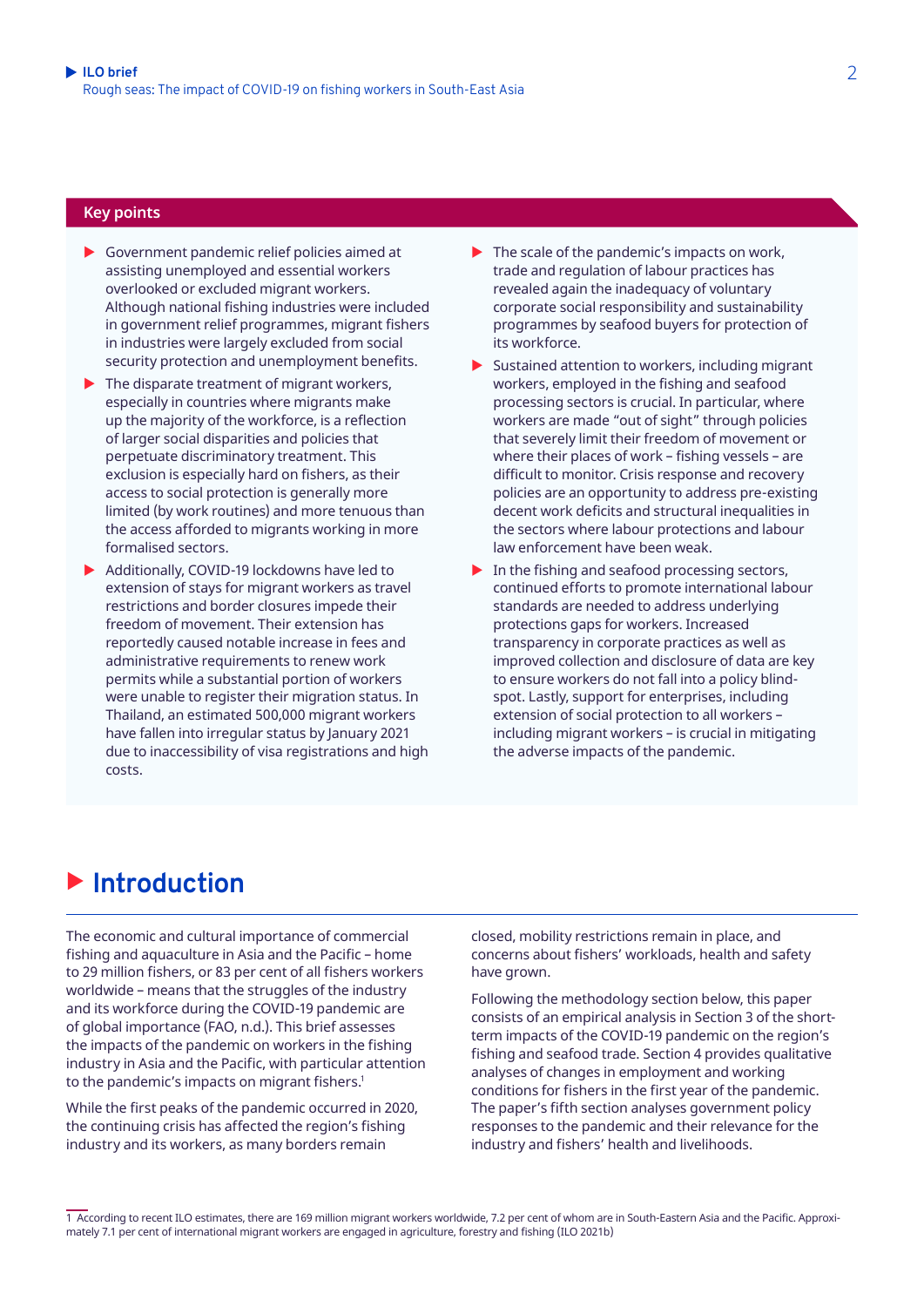## Key points

- Government pandemic relief policies aimed at assisting unemployed and essential workers overlooked or excluded migrant workers. Although national fishing industries were included in government relief programmes, migrant fishers in industries were largely excluded from social security protection and unemployment benefits.
- The disparate treatment of migrant workers, especially in countries where migrants make up the majority of the workforce, is a reflection of larger social disparities and policies that perpetuate discriminatory treatment. This exclusion is especially hard on fishers, as their access to social protection is generally more limited (by work routines) and more tenuous than the access afforded to migrants working in more formalised sectors.
- Additionally, COVID-19 lockdowns have led to extension of stays for migrant workers as travel restrictions and border closures impede their freedom of movement. Their extension has reportedly caused notable increase in fees and administrative requirements to renew work permits while a substantial portion of workers were unable to register their migration status. In Thailand, an estimated 500,000 migrant workers have fallen into irregular status by January 2021 due to inaccessibility of visa registrations and high costs.
- The scale of the pandemic's impacts on work, trade and regulation of labour practices has revealed again the inadequacy of voluntary corporate social responsibility and sustainability programmes by seafood buyers for protection of its workforce.
- Sustained attention to workers, including migrant workers, employed in the fishing and seafood processing sectors is crucial. In particular, where workers are made "out of sight" through policies that severely limit their freedom of movement or where their places of work – fishing vessels – are difficult to monitor. Crisis response and recovery policies are an opportunity to address pre-existing decent work deficits and structural inequalities in the sectors where labour protections and labour law enforcement have been weak.
- In the fishing and seafood processing sectors, continued efforts to promote international labour standards are needed to address underlying protections gaps for workers. Increased transparency in corporate practices as well as improved collection and disclosure of data are key to ensure workers do not fall into a policy blind-spot. Lastly, support for enterprises, including extension of social protection to all workers – including migrant workers – is crucial in mitigating the adverse impacts of the pandemic.

# Introduction

The economic and cultural importance of commercial fishing and aquaculture in Asia and the Pacific – home to 29 million fishers, or 83 per cent of all fishers workers worldwide – means that the struggles of the industry and its workforce during the COVID-19 pandemic are of global importance (FAO, n.d.). This brief assesses the impacts of the pandemic on workers in the fishing industry in Asia and the Pacific, with particular attention to the pandemic's impacts on migrant fishers.[1]

While the first peaks of the pandemic occurred in 2020, the continuing crisis has affected the region's fishing industry and its workers, as many borders remain closed, mobility restrictions remain in place, and concerns about fishers' workloads, health and safety have grown.

Following the methodology section below, this paper consists of an empirical analysis in Section 3 of the short-term impacts of the COVID-19 pandemic on the region's fishing and seafood trade. Section 4 provides qualitative analyses of changes in employment and working conditions for fishers in the first year of the pandemic. The paper's fifth section analyses government policy responses to the pandemic and their relevance for the industry and fishers' health and livelihoods.

---

1 According to recent ILO estimates, there are 169 million migrant workers worldwide, 7.2 per cent of whom are in South-Eastern Asia and the Pacific. Approximately 7.1 per cent of international migrant workers are engaged in agriculture, forestry and fishing (ILO 2021b)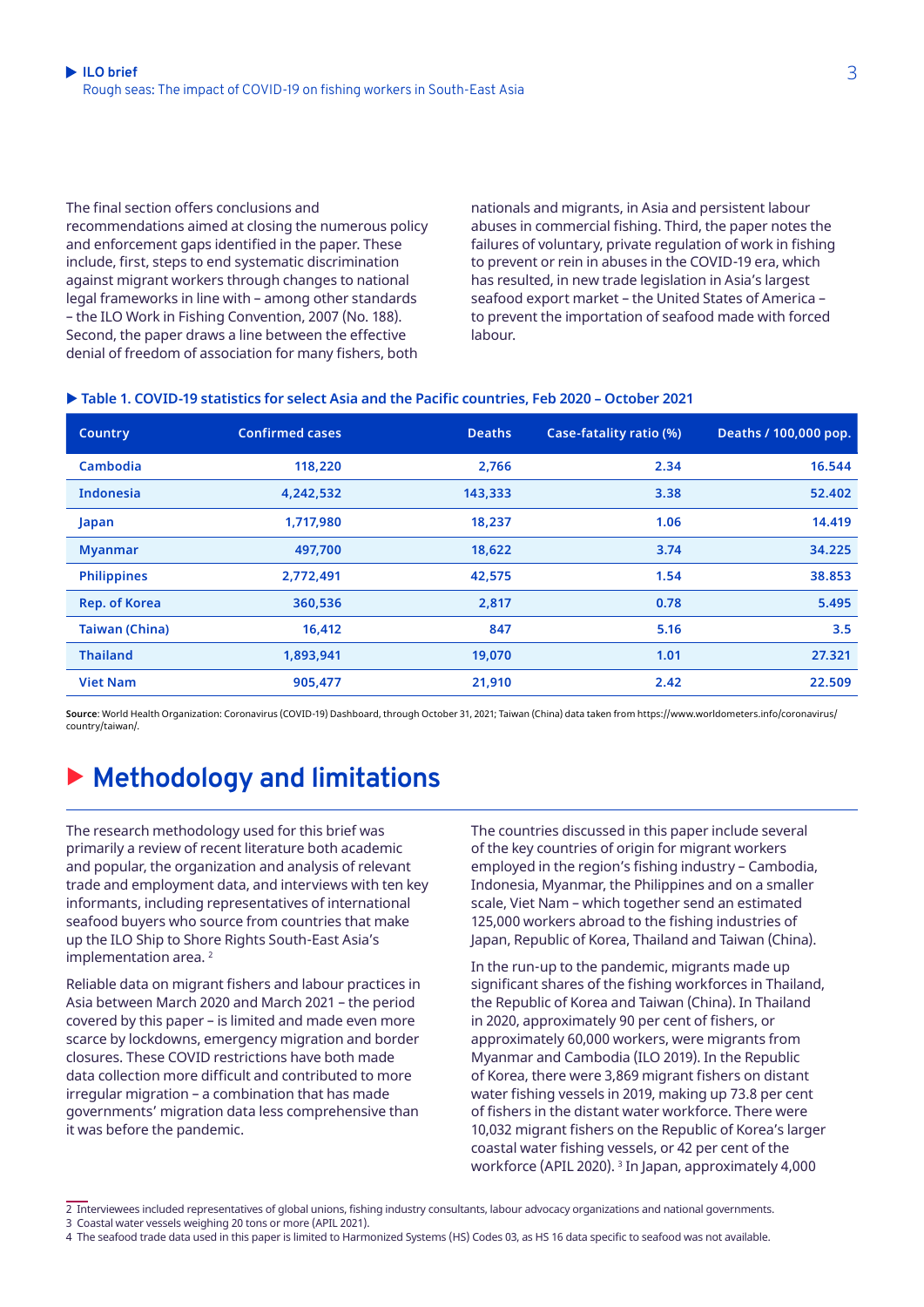The final section offers conclusions and recommendations aimed at closing the numerous policy and enforcement gaps identified in the paper. These include, first, steps to end systematic discrimination against migrant workers through changes to national legal frameworks in line with – among other standards – the ILO Work in Fishing Convention, 2007 (No. 188). Second, the paper draws a line between the effective denial of freedom of association for many fishers, both nationals and migrants, in Asia and persistent labour abuses in commercial fishing. Third, the paper notes the failures of voluntary, private regulation of work in fishing to prevent or rein in abuses in the COVID-19 era, which has resulted, in new trade legislation in Asia's largest seafood export market – the United States of America – to prevent the importation of seafood made with forced labour.

**Table 1. COVID-19 statistics for select Asia and the Pacific countries, Feb 2020 – October 2021**

| Country | Confirmed cases | Deaths | Case-fatality ratio (%) | Deaths / 100,000 pop. |
|---|---|---|---|---|
| Cambodia | 118,220 | 2,766 | 2.34 | 16.544 |
| Indonesia | 4,242,532 | 143,333 | 3.38 | 52.402 |
| Japan | 1,717,980 | 18,237 | 1.06 | 14.419 |
| Myanmar | 497,700 | 18,622 | 3.74 | 34.225 |
| Philippines | 2,772,491 | 42,575 | 1.54 | 38.853 |
| Rep. of Korea | 360,536 | 2,817 | 0.78 | 5.495 |
| Taiwan (China) | 16,412 | 847 | 5.16 | 3.5 |
| Thailand | 1,893,941 | 19,070 | 1.01 | 27.321 |
| Viet Nam | 905,477 | 21,910 | 2.42 | 22.509 |

**Source**: World Health Organization: Coronavirus (COVID-19) Dashboard, through October 31, 2021; Taiwan (China) data taken from https://www.worldometers.info/coronavirus/country/taiwan/.

## Methodology and limitations

The research methodology used for this brief was primarily a review of recent literature both academic and popular, the organization and analysis of relevant trade and employment data, and interviews with ten key informants, including representatives of international seafood buyers who source from countries that make up the ILO Ship to Shore Rights South-East Asia's implementation area. [2]

Reliable data on migrant fishers and labour practices in Asia between March 2020 and March 2021 – the period covered by this paper – is limited and made even more scarce by lockdowns, emergency migration and border closures. These COVID restrictions have both made data collection more difficult and contributed to more irregular migration – a combination that has made governments' migration data less comprehensive than it was before the pandemic.

The countries discussed in this paper include several of the key countries of origin for migrant workers employed in the region's fishing industry – Cambodia, Indonesia, Myanmar, the Philippines and on a smaller scale, Viet Nam – which together send an estimated 125,000 workers abroad to the fishing industries of Japan, Republic of Korea, Thailand and Taiwan (China).

In the run-up to the pandemic, migrants made up significant shares of the fishing workforces in Thailand, the Republic of Korea and Taiwan (China). In Thailand in 2020, approximately 90 per cent of fishers, or approximately 60,000 workers, were migrants from Myanmar and Cambodia (ILO 2019). In the Republic of Korea, there were 3,869 migrant fishers on distant water fishing vessels in 2019, making up 73.8 per cent of fishers in the distant water workforce. There were 10,032 migrant fishers on the Republic of Korea's larger coastal water fishing vessels, or 42 per cent of the workforce (APIL 2020). [3] In Japan, approximately 4,000

2 Interviewees included representatives of global unions, fishing industry consultants, labour advocacy organizations and national governments.
3 Coastal water vessels weighing 20 tons or more (APIL 2021).
4 The seafood trade data used in this paper is limited to Harmonized Systems (HS) Codes 03, as HS 16 data specific to seafood was not available.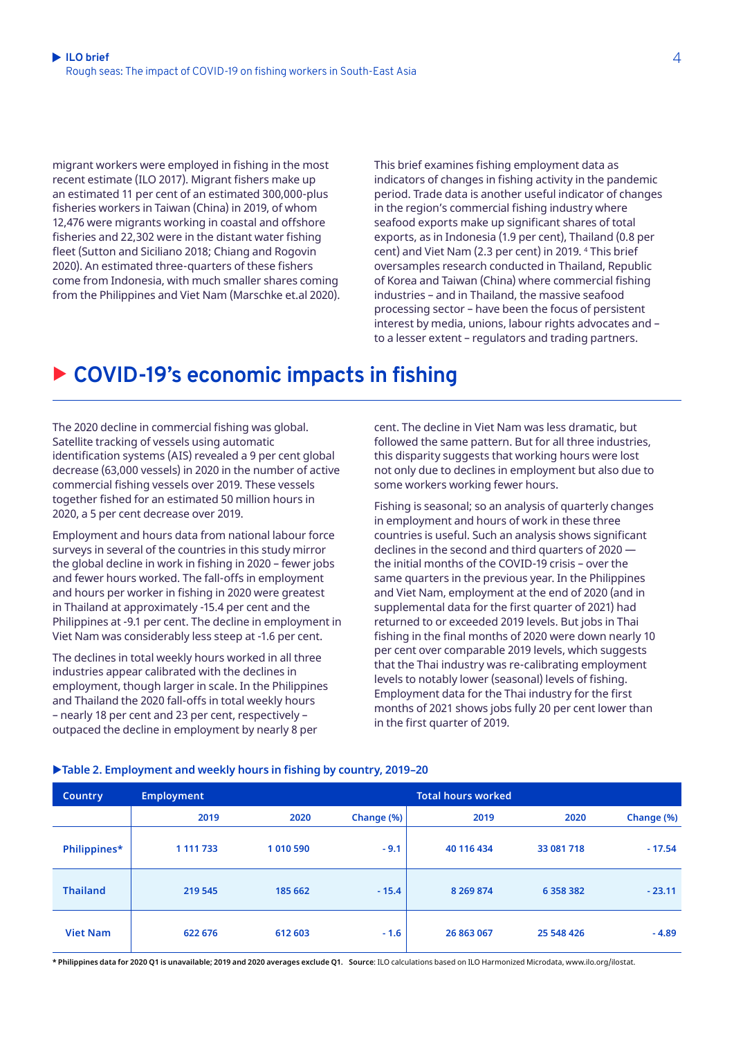migrant workers were employed in fishing in the most recent estimate (ILO 2017). Migrant fishers make up an estimated 11 per cent of an estimated 300,000-plus fisheries workers in Taiwan (China) in 2019, of whom 12,476 were migrants working in coastal and offshore fisheries and 22,302 were in the distant water fishing fleet (Sutton and Siciliano 2018; Chiang and Rogovin 2020). An estimated three-quarters of these fishers come from Indonesia, with much smaller shares coming from the Philippines and Viet Nam (Marschke et.al 2020).

This brief examines fishing employment data as indicators of changes in fishing activity in the pandemic period. Trade data is another useful indicator of changes in the region's commercial fishing industry where seafood exports make up significant shares of total exports, as in Indonesia (1.9 per cent), Thailand (0.8 per cent) and Viet Nam (2.3 per cent) in 2019. [4] This brief oversamples research conducted in Thailand, Republic of Korea and Taiwan (China) where commercial fishing industries – and in Thailand, the massive seafood processing sector – have been the focus of persistent interest by media, unions, labour rights advocates and – to a lesser extent – regulators and trading partners.

## COVID-19's economic impacts in fishing

The 2020 decline in commercial fishing was global. Satellite tracking of vessels using automatic identification systems (AIS) revealed a 9 per cent global decrease (63,000 vessels) in the number of active commercial fishing vessels over 2019. These vessels together fished for an estimated 50 million hours in 2020, a 5 per cent decrease over 2019.

Employment and hours data from national labour force surveys in several of the countries in this study mirror the global decline in work in fishing in 2020 – fewer jobs and fewer hours worked. The fall-offs in employment and hours per worker in fishing in 2020 were greatest in Thailand at approximately -15.4 per cent and the Philippines at -9.1 per cent. The decline in employment in Viet Nam was considerably less steep at -1.6 per cent.

The declines in total weekly hours worked in all three industries appear calibrated with the declines in employment, though larger in scale. In the Philippines and Thailand the 2020 fall-offs in total weekly hours – nearly 18 per cent and 23 per cent, respectively – outpaced the decline in employment by nearly 8 per cent. The decline in Viet Nam was less dramatic, but followed the same pattern. But for all three industries, this disparity suggests that working hours were lost not only due to declines in employment but also due to some workers working fewer hours.

Fishing is seasonal; so an analysis of quarterly changes in employment and hours of work in these three countries is useful. Such an analysis shows significant declines in the second and third quarters of 2020 — the initial months of the COVID-19 crisis – over the same quarters in the previous year. In the Philippines and Viet Nam, employment at the end of 2020 (and in supplemental data for the first quarter of 2021) had returned to or exceeded 2019 levels. But jobs in Thai fishing in the final months of 2020 were down nearly 10 per cent over comparable 2019 levels, which suggests that the Thai industry was re-calibrating employment levels to notably lower (seasonal) levels of fishing. Employment data for the Thai industry for the first months of 2021 shows jobs fully 20 per cent lower than in the first quarter of 2019.

**Table 2. Employment and weekly hours in fishing by country, 2019–20**

| Country | Employment | | | Total hours worked | | |
|---|---|---|---|---|---|---|
| | 2019 | 2020 | Change (%) | 2019 | 2020 | Change (%) |
| Philippines* | 1 111 733 | 1 010 590 | - 9.1 | 40 116 434 | 33 081 718 | - 17.54 |
| Thailand | 219 545 | 185 662 | - 15.4 | 8 269 874 | 6 358 382 | - 23.11 |
| Viet Nam | 622 676 | 612 603 | - 1.6 | 26 863 067 | 25 548 426 | - 4.89 |

**\* Philippines data for 2020 Q1 is unavailable; 2019 and 2020 averages exclude Q1.** **Source**: ILO calculations based on ILO Harmonized Microdata, www.ilo.org/ilostat.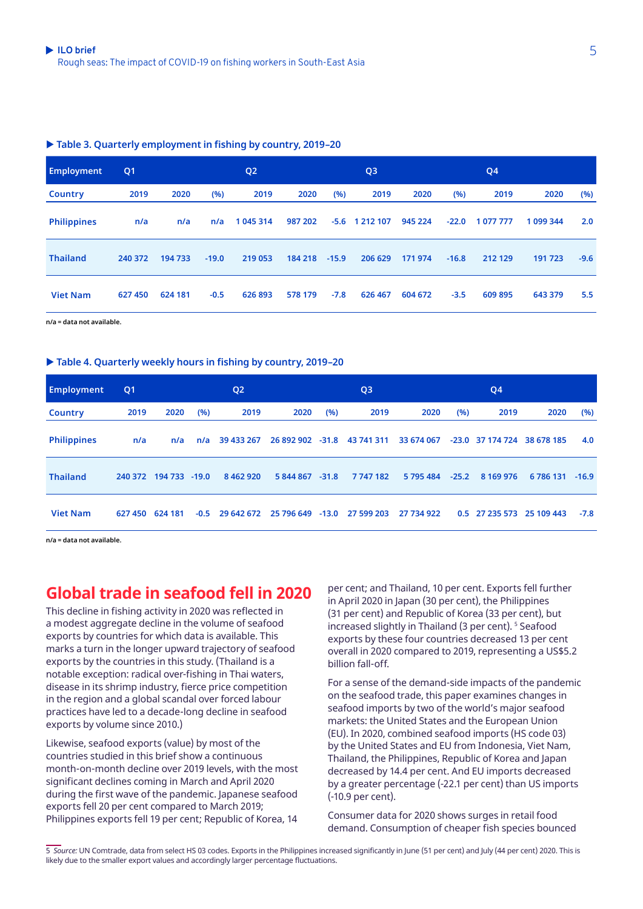▶ Table 3. Quarterly employment in fishing by country, 2019–20

| Employment | Q1 | | | Q2 | | | Q3 | | | Q4 | | |
|---|---|---|---|---|---|---|---|---|---|---|---|---|
| Country | 2019 | 2020 | (%) | 2019 | 2020 | (%) | 2019 | 2020 | (%) | 2019 | 2020 | (%) |
| Philippines | n/a | n/a | n/a | 1 045 314 | 987 202 | -5.6 | 1 212 107 | 945 224 | -22.0 | 1 077 777 | 1 099 344 | 2.0 |
| Thailand | 240 372 | 194 733 | -19.0 | 219 053 | 184 218 | -15.9 | 206 629 | 171 974 | -16.8 | 212 129 | 191 723 | -9.6 |
| Viet Nam | 627 450 | 624 181 | -0.5 | 626 893 | 578 179 | -7.8 | 626 467 | 604 672 | -3.5 | 609 895 | 643 379 | 5.5 |

n/a = data not available.

▶ Table 4. Quarterly weekly hours in fishing by country, 2019–20

| Employment | Q1 | | | Q2 | | | Q3 | | | Q4 | | |
|---|---|---|---|---|---|---|---|---|---|---|---|---|
| Country | 2019 | 2020 | (%) | 2019 | 2020 | (%) | 2019 | 2020 | (%) | 2019 | 2020 | (%) |
| Philippines | n/a | n/a | n/a | 39 433 267 | 26 892 902 | -31.8 | 43 741 311 | 33 674 067 | -23.0 | 37 174 724 | 38 678 185 | 4.0 |
| Thailand | 240 372 | 194 733 | -19.0 | 8 462 920 | 5 844 867 | -31.8 | 7 747 182 | 5 795 484 | -25.2 | 8 169 976 | 6 786 131 | -16.9 |
| Viet Nam | 627 450 | 624 181 | -0.5 | 29 642 672 | 25 796 649 | -13.0 | 27 599 203 | 27 734 922 | 0.5 | 27 235 573 | 25 109 443 | -7.8 |

n/a = data not available.

## Global trade in seafood fell in 2020

This decline in fishing activity in 2020 was reflected in a modest aggregate decline in the volume of seafood exports by countries for which data is available. This marks a turn in the longer upward trajectory of seafood exports by the countries in this study. (Thailand is a notable exception: radical over-fishing in Thai waters, disease in its shrimp industry, fierce price competition in the region and a global scandal over forced labour practices have led to a decade-long decline in seafood exports by volume since 2010.)

Likewise, seafood exports (value) by most of the countries studied in this brief show a continuous month-on-month decline over 2019 levels, with the most significant declines coming in March and April 2020 during the first wave of the pandemic. Japanese seafood exports fell 20 per cent compared to March 2019; Philippines exports fell 19 per cent; Republic of Korea, 14 per cent; and Thailand, 10 per cent. Exports fell further in April 2020 in Japan (30 per cent), the Philippines (31 per cent) and Republic of Korea (33 per cent), but increased slightly in Thailand (3 per cent). [5] Seafood exports by these four countries decreased 13 per cent overall in 2020 compared to 2019, representing a US$5.2 billion fall-off.

For a sense of the demand-side impacts of the pandemic on the seafood trade, this paper examines changes in seafood imports by two of the world's major seafood markets: the United States and the European Union (EU). In 2020, combined seafood imports (HS code 03) by the United States and EU from Indonesia, Viet Nam, Thailand, the Philippines, Republic of Korea and Japan decreased by 14.4 per cent. And EU imports decreased by a greater percentage (-22.1 per cent) than US imports (-10.9 per cent).

Consumer data for 2020 shows surges in retail food demand. Consumption of cheaper fish species bounced

5 *Source:* UN Comtrade, data from select HS 03 codes. Exports in the Philippines increased significantly in June (51 per cent) and July (44 per cent) 2020. This is likely due to the smaller export values and accordingly larger percentage fluctuations.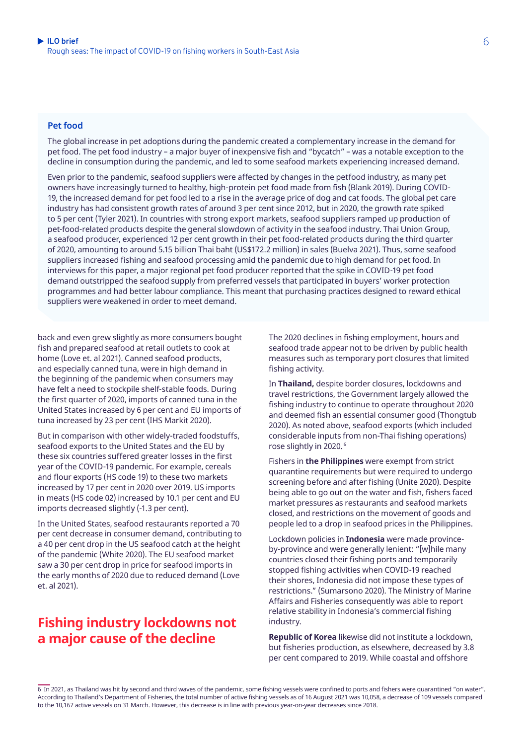### Pet food

The global increase in pet adoptions during the pandemic created a complementary increase in the demand for pet food. The pet food industry – a major buyer of inexpensive fish and "bycatch" – was a notable exception to the decline in consumption during the pandemic, and led to some seafood markets experiencing increased demand.

Even prior to the pandemic, seafood suppliers were affected by changes in the petfood industry, as many pet owners have increasingly turned to healthy, high-protein pet food made from fish (Blank 2019). During COVID-19, the increased demand for pet food led to a rise in the average price of dog and cat foods. The global pet care industry has had consistent growth rates of around 3 per cent since 2012, but in 2020, the growth rate spiked to 5 per cent (Tyler 2021). In countries with strong export markets, seafood suppliers ramped up production of pet-food-related products despite the general slowdown of activity in the seafood industry. Thai Union Group, a seafood producer, experienced 12 per cent growth in their pet food-related products during the third quarter of 2020, amounting to around 5.15 billion Thai baht (US$172.2 million) in sales (Buelva 2021). Thus, some seafood suppliers increased fishing and seafood processing amid the pandemic due to high demand for pet food. In interviews for this paper, a major regional pet food producer reported that the spike in COVID-19 pet food demand outstripped the seafood supply from preferred vessels that participated in buyers' worker protection programmes and had better labour compliance. This meant that purchasing practices designed to reward ethical suppliers were weakened in order to meet demand.

back and even grew slightly as more consumers bought fish and prepared seafood at retail outlets to cook at home (Love et. al 2021). Canned seafood products, and especially canned tuna, were in high demand in the beginning of the pandemic when consumers may have felt a need to stockpile shelf-stable foods. During the first quarter of 2020, imports of canned tuna in the United States increased by 6 per cent and EU imports of tuna increased by 23 per cent (IHS Markit 2020).

But in comparison with other widely-traded foodstuffs, seafood exports to the United States and the EU by these six countries suffered greater losses in the first year of the COVID-19 pandemic. For example, cereals and flour exports (HS code 19) to these two markets increased by 17 per cent in 2020 over 2019. US imports in meats (HS code 02) increased by 10.1 per cent and EU imports decreased slightly (-1.3 per cent).

In the United States, seafood restaurants reported a 70 per cent decrease in consumer demand, contributing to a 40 per cent drop in the US seafood catch at the height of the pandemic (White 2020). The EU seafood market saw a 30 per cent drop in price for seafood imports in the early months of 2020 due to reduced demand (Love et. al 2021).

## Fishing industry lockdowns not a major cause of the decline

The 2020 declines in fishing employment, hours and seafood trade appear not to be driven by public health measures such as temporary port closures that limited fishing activity.

In **Thailand,** despite border closures, lockdowns and travel restrictions, the Government largely allowed the fishing industry to continue to operate throughout 2020 and deemed fish an essential consumer good (Thongtub 2020). As noted above, seafood exports (which included considerable inputs from non-Thai fishing operations) rose slightly in 2020.[6]

Fishers in **the Philippines** were exempt from strict quarantine requirements but were required to undergo screening before and after fishing (Unite 2020). Despite being able to go out on the water and fish, fishers faced market pressures as restaurants and seafood markets closed, and restrictions on the movement of goods and people led to a drop in seafood prices in the Philippines.

Lockdown policies in **Indonesia** were made province-by-province and were generally lenient: "[w]hile many countries closed their fishing ports and temporarily stopped fishing activities when COVID-19 reached their shores, Indonesia did not impose these types of restrictions." (Sumarsono 2020). The Ministry of Marine Affairs and Fisheries consequently was able to report relative stability in Indonesia's commercial fishing industry.

**Republic of Korea** likewise did not institute a lockdown, but fisheries production, as elsewhere, decreased by 3.8 per cent compared to 2019. While coastal and offshore

6 In 2021, as Thailand was hit by second and third waves of the pandemic, some fishing vessels were confined to ports and fishers were quarantined "on water". According to Thailand's Department of Fisheries, the total number of active fishing vessels as of 16 August 2021 was 10,058, a decrease of 109 vessels compared to the 10,167 active vessels on 31 March. However, this decrease is in line with previous year-on-year decreases since 2018.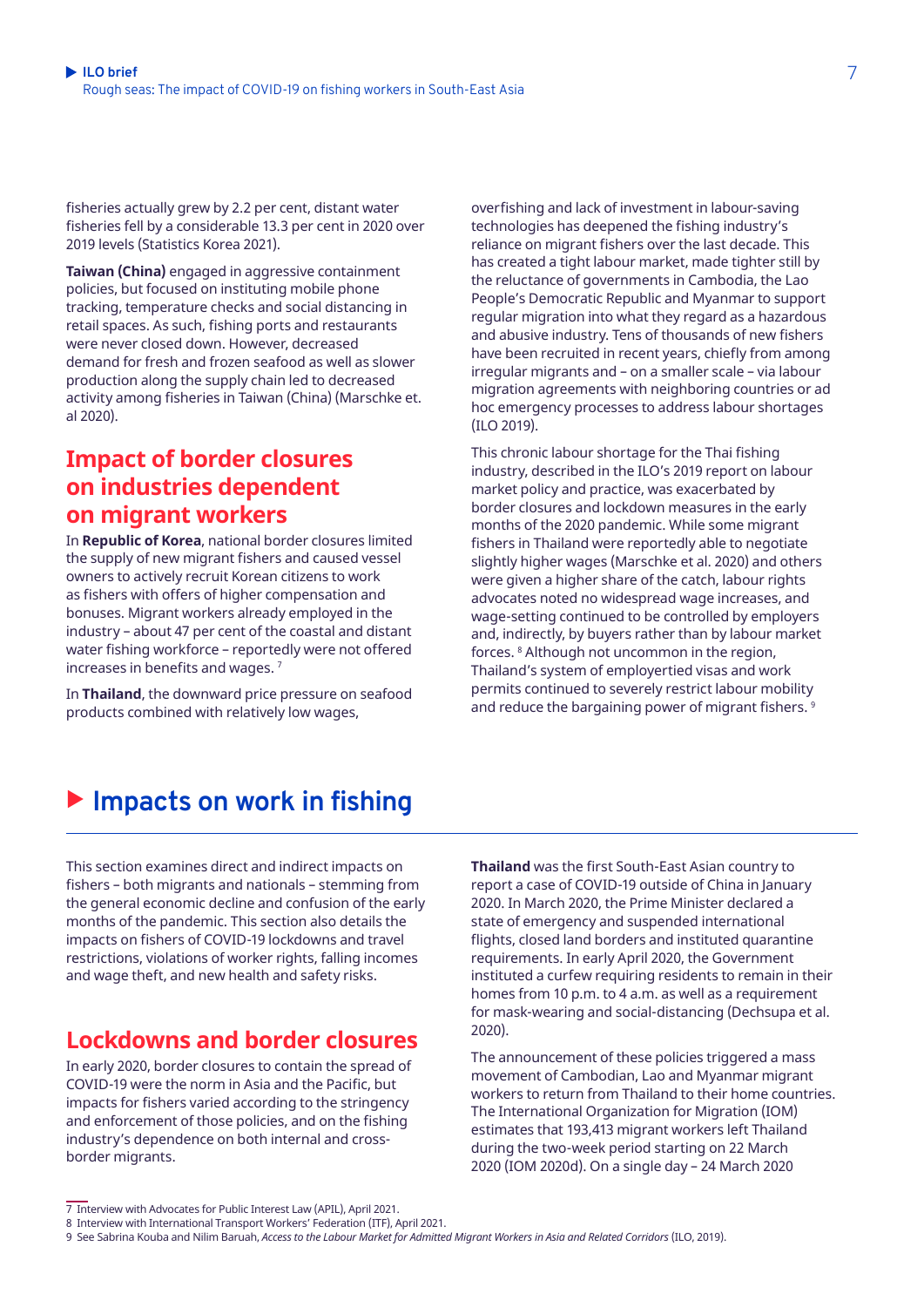fisheries actually grew by 2.2 per cent, distant water fisheries fell by a considerable 13.3 per cent in 2020 over 2019 levels (Statistics Korea 2021).

**Taiwan (China)** engaged in aggressive containment policies, but focused on instituting mobile phone tracking, temperature checks and social distancing in retail spaces. As such, fishing ports and restaurants were never closed down. However, decreased demand for fresh and frozen seafood as well as slower production along the supply chain led to decreased activity among fisheries in Taiwan (China) (Marschke et. al 2020).

## Impact of border closures on industries dependent on migrant workers

In **Republic of Korea**, national border closures limited the supply of new migrant fishers and caused vessel owners to actively recruit Korean citizens to work as fishers with offers of higher compensation and bonuses. Migrant workers already employed in the industry – about 47 per cent of the coastal and distant water fishing workforce – reportedly were not offered increases in benefits and wages. [7]

In **Thailand**, the downward price pressure on seafood products combined with relatively low wages, overfishing and lack of investment in labour-saving technologies has deepened the fishing industry's reliance on migrant fishers over the last decade. This has created a tight labour market, made tighter still by the reluctance of governments in Cambodia, the Lao People's Democratic Republic and Myanmar to support regular migration into what they regard as a hazardous and abusive industry. Tens of thousands of new fishers have been recruited in recent years, chiefly from among irregular migrants and – on a smaller scale – via labour migration agreements with neighboring countries or ad hoc emergency processes to address labour shortages (ILO 2019).

This chronic labour shortage for the Thai fishing industry, described in the ILO's 2019 report on labour market policy and practice, was exacerbated by border closures and lockdown measures in the early months of the 2020 pandemic. While some migrant fishers in Thailand were reportedly able to negotiate slightly higher wages (Marschke et al. 2020) and others were given a higher share of the catch, labour rights advocates noted no widespread wage increases, and wage-setting continued to be controlled by employers and, indirectly, by buyers rather than by labour market forces. [8] Although not uncommon in the region, Thailand's system of employertied visas and work permits continued to severely restrict labour mobility and reduce the bargaining power of migrant fishers. [9]

# Impacts on work in fishing

This section examines direct and indirect impacts on fishers – both migrants and nationals – stemming from the general economic decline and confusion of the early months of the pandemic. This section also details the impacts on fishers of COVID-19 lockdowns and travel restrictions, violations of worker rights, falling incomes and wage theft, and new health and safety risks.

## Lockdowns and border closures

In early 2020, border closures to contain the spread of COVID-19 were the norm in Asia and the Pacific, but impacts for fishers varied according to the stringency and enforcement of those policies, and on the fishing industry's dependence on both internal and cross-border migrants.

**Thailand** was the first South-East Asian country to report a case of COVID-19 outside of China in January 2020. In March 2020, the Prime Minister declared a state of emergency and suspended international flights, closed land borders and instituted quarantine requirements. In early April 2020, the Government instituted a curfew requiring residents to remain in their homes from 10 p.m. to 4 a.m. as well as a requirement for mask-wearing and social-distancing (Dechsupa et al. 2020).

The announcement of these policies triggered a mass movement of Cambodian, Lao and Myanmar migrant workers to return from Thailand to their home countries. The International Organization for Migration (IOM) estimates that 193,413 migrant workers left Thailand during the two-week period starting on 22 March 2020 (IOM 2020d). On a single day – 24 March 2020

7 Interview with Advocates for Public Interest Law (APIL), April 2021.

8 Interview with International Transport Workers' Federation (ITF), April 2021.

9 See Sabrina Kouba and Nilim Baruah, *Access to the Labour Market for Admitted Migrant Workers in Asia and Related Corridors* (ILO, 2019).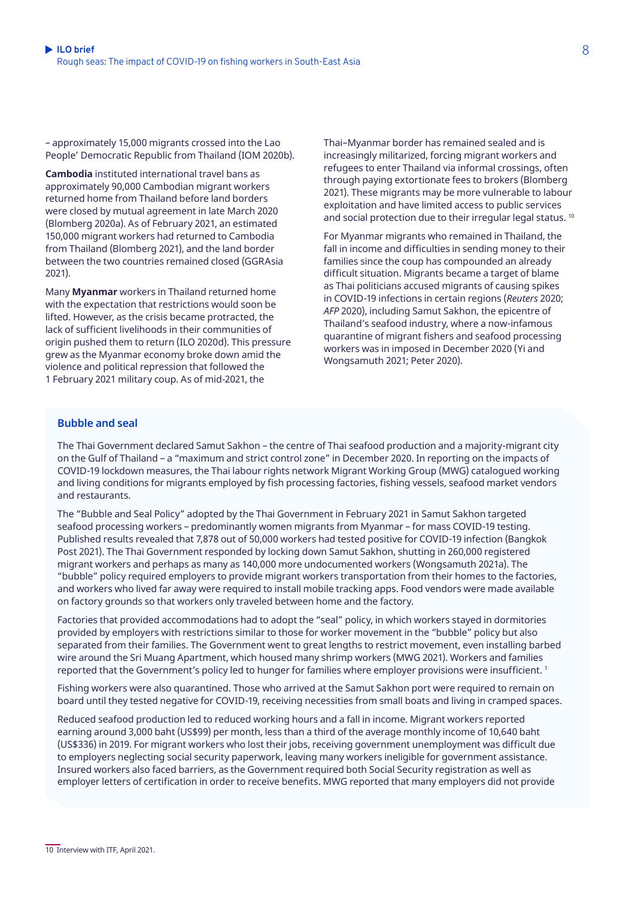– approximately 15,000 migrants crossed into the Lao People' Democratic Republic from Thailand (IOM 2020b).

**Cambodia** instituted international travel bans as approximately 90,000 Cambodian migrant workers returned home from Thailand before land borders were closed by mutual agreement in late March 2020 (Blomberg 2020a). As of February 2021, an estimated 150,000 migrant workers had returned to Cambodia from Thailand (Blomberg 2021), and the land border between the two countries remained closed (GGRAsia 2021).

Many **Myanmar** workers in Thailand returned home with the expectation that restrictions would soon be lifted. However, as the crisis became protracted, the lack of sufficient livelihoods in their communities of origin pushed them to return (ILO 2020d). This pressure grew as the Myanmar economy broke down amid the violence and political repression that followed the 1 February 2021 military coup. As of mid-2021, the Thai–Myanmar border has remained sealed and is increasingly militarized, forcing migrant workers and refugees to enter Thailand via informal crossings, often through paying extortionate fees to brokers (Blomberg 2021). These migrants may be more vulnerable to labour exploitation and have limited access to public services and social protection due to their irregular legal status. [10]

For Myanmar migrants who remained in Thailand, the fall in income and difficulties in sending money to their families since the coup has compounded an already difficult situation. Migrants became a target of blame as Thai politicians accused migrants of causing spikes in COVID-19 infections in certain regions (*Reuters* 2020; *AFP* 2020), including Samut Sakhon, the epicentre of Thailand's seafood industry, where a now-infamous quarantine of migrant fishers and seafood processing workers was in imposed in December 2020 (Yi and Wongsamuth 2021; Peter 2020).

### Bubble and seal

The Thai Government declared Samut Sakhon – the centre of Thai seafood production and a majority-migrant city on the Gulf of Thailand – a "maximum and strict control zone" in December 2020. In reporting on the impacts of COVID-19 lockdown measures, the Thai labour rights network Migrant Working Group (MWG) catalogued working and living conditions for migrants employed by fish processing factories, fishing vessels, seafood market vendors and restaurants.

The "Bubble and Seal Policy" adopted by the Thai Government in February 2021 in Samut Sakhon targeted seafood processing workers – predominantly women migrants from Myanmar – for mass COVID-19 testing. Published results revealed that 7,878 out of 50,000 workers had tested positive for COVID-19 infection (Bangkok Post 2021). The Thai Government responded by locking down Samut Sakhon, shutting in 260,000 registered migrant workers and perhaps as many as 140,000 more undocumented workers (Wongsamuth 2021a). The "bubble" policy required employers to provide migrant workers transportation from their homes to the factories, and workers who lived far away were required to install mobile tracking apps. Food vendors were made available on factory grounds so that workers only traveled between home and the factory.

Factories that provided accommodations had to adopt the "seal" policy, in which workers stayed in dormitories provided by employers with restrictions similar to those for worker movement in the "bubble" policy but also separated from their families. The Government went to great lengths to restrict movement, even installing barbed wire around the Sri Muang Apartment, which housed many shrimp workers (MWG 2021). Workers and families reported that the Government's policy led to hunger for families where employer provisions were insufficient. [1]

Fishing workers were also quarantined. Those who arrived at the Samut Sakhon port were required to remain on board until they tested negative for COVID-19, receiving necessities from small boats and living in cramped spaces.

Reduced seafood production led to reduced working hours and a fall in income. Migrant workers reported earning around 3,000 baht (US$99) per month, less than a third of the average monthly income of 10,640 baht (US$336) in 2019. For migrant workers who lost their jobs, receiving government unemployment was difficult due to employers neglecting social security paperwork, leaving many workers ineligible for government assistance. Insured workers also faced barriers, as the Government required both Social Security registration as well as employer letters of certification in order to receive benefits. MWG reported that many employers did not provide

10 Interview with ITF, April 2021.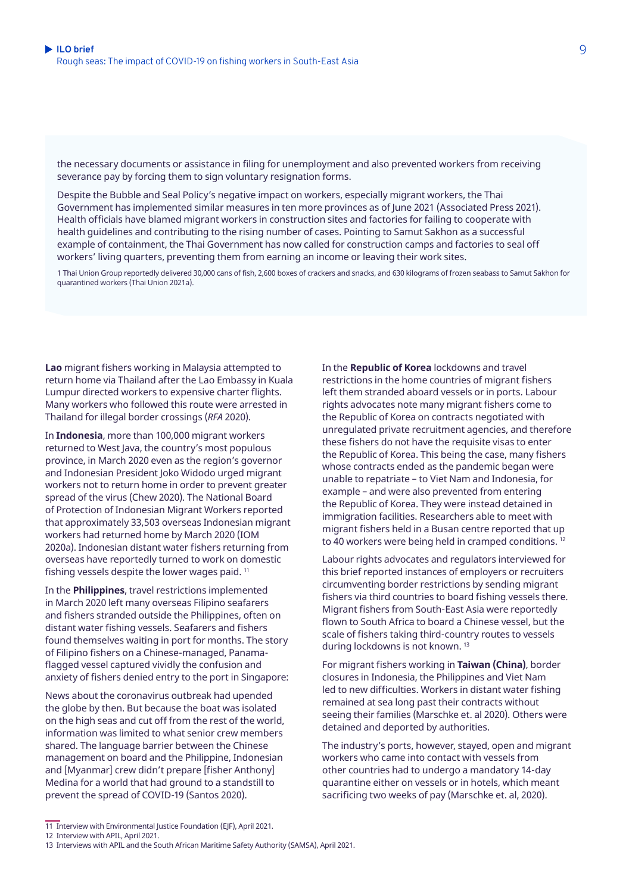the necessary documents or assistance in filing for unemployment and also prevented workers from receiving severance pay by forcing them to sign voluntary resignation forms.

Despite the Bubble and Seal Policy's negative impact on workers, especially migrant workers, the Thai Government has implemented similar measures in ten more provinces as of June 2021 (Associated Press 2021). Health officials have blamed migrant workers in construction sites and factories for failing to cooperate with health guidelines and contributing to the rising number of cases. Pointing to Samut Sakhon as a successful example of containment, the Thai Government has now called for construction camps and factories to seal off workers' living quarters, preventing them from earning an income or leaving their work sites.

1 Thai Union Group reportedly delivered 30,000 cans of fish, 2,600 boxes of crackers and snacks, and 630 kilograms of frozen seabass to Samut Sakhon for quarantined workers (Thai Union 2021a).

**Lao** migrant fishers working in Malaysia attempted to return home via Thailand after the Lao Embassy in Kuala Lumpur directed workers to expensive charter flights. Many workers who followed this route were arrested in Thailand for illegal border crossings (*RFA* 2020).

In **Indonesia**, more than 100,000 migrant workers returned to West Java, the country's most populous province, in March 2020 even as the region's governor and Indonesian President Joko Widodo urged migrant workers not to return home in order to prevent greater spread of the virus (Chew 2020). The National Board of Protection of Indonesian Migrant Workers reported that approximately 33,503 overseas Indonesian migrant workers had returned home by March 2020 (IOM 2020a). Indonesian distant water fishers returning from overseas have reportedly turned to work on domestic fishing vessels despite the lower wages paid. [11]

In the **Philippines**, travel restrictions implemented in March 2020 left many overseas Filipino seafarers and fishers stranded outside the Philippines, often on distant water fishing vessels. Seafarers and fishers found themselves waiting in port for months. The story of Filipino fishers on a Chinese-managed, Panama-flagged vessel captured vividly the confusion and anxiety of fishers denied entry to the port in Singapore:

News about the coronavirus outbreak had upended the globe by then. But because the boat was isolated on the high seas and cut off from the rest of the world, information was limited to what senior crew members shared. The language barrier between the Chinese management on board and the Philippine, Indonesian and [Myanmar] crew didn't prepare [fisher Anthony] Medina for a world that had ground to a standstill to prevent the spread of COVID-19 (Santos 2020).

In the **Republic of Korea** lockdowns and travel restrictions in the home countries of migrant fishers left them stranded aboard vessels or in ports. Labour rights advocates note many migrant fishers come to the Republic of Korea on contracts negotiated with unregulated private recruitment agencies, and therefore these fishers do not have the requisite visas to enter the Republic of Korea. This being the case, many fishers whose contracts ended as the pandemic began were unable to repatriate – to Viet Nam and Indonesia, for example – and were also prevented from entering the Republic of Korea. They were instead detained in immigration facilities. Researchers able to meet with migrant fishers held in a Busan centre reported that up to 40 workers were being held in cramped conditions. [12]

Labour rights advocates and regulators interviewed for this brief reported instances of employers or recruiters circumventing border restrictions by sending migrant fishers via third countries to board fishing vessels there. Migrant fishers from South-East Asia were reportedly flown to South Africa to board a Chinese vessel, but the scale of fishers taking third-country routes to vessels during lockdowns is not known. [13]

For migrant fishers working in **Taiwan (China)**, border closures in Indonesia, the Philippines and Viet Nam led to new difficulties. Workers in distant water fishing remained at sea long past their contracts without seeing their families (Marschke et. al 2020). Others were detained and deported by authorities.

The industry's ports, however, stayed, open and migrant workers who came into contact with vessels from other countries had to undergo a mandatory 14-day quarantine either on vessels or in hotels, which meant sacrificing two weeks of pay (Marschke et. al, 2020).

11 Interview with Environmental Justice Foundation (EJF), April 2021.

12 Interview with APIL, April 2021.

13 Interviews with APIL and the South African Maritime Safety Authority (SAMSA), April 2021.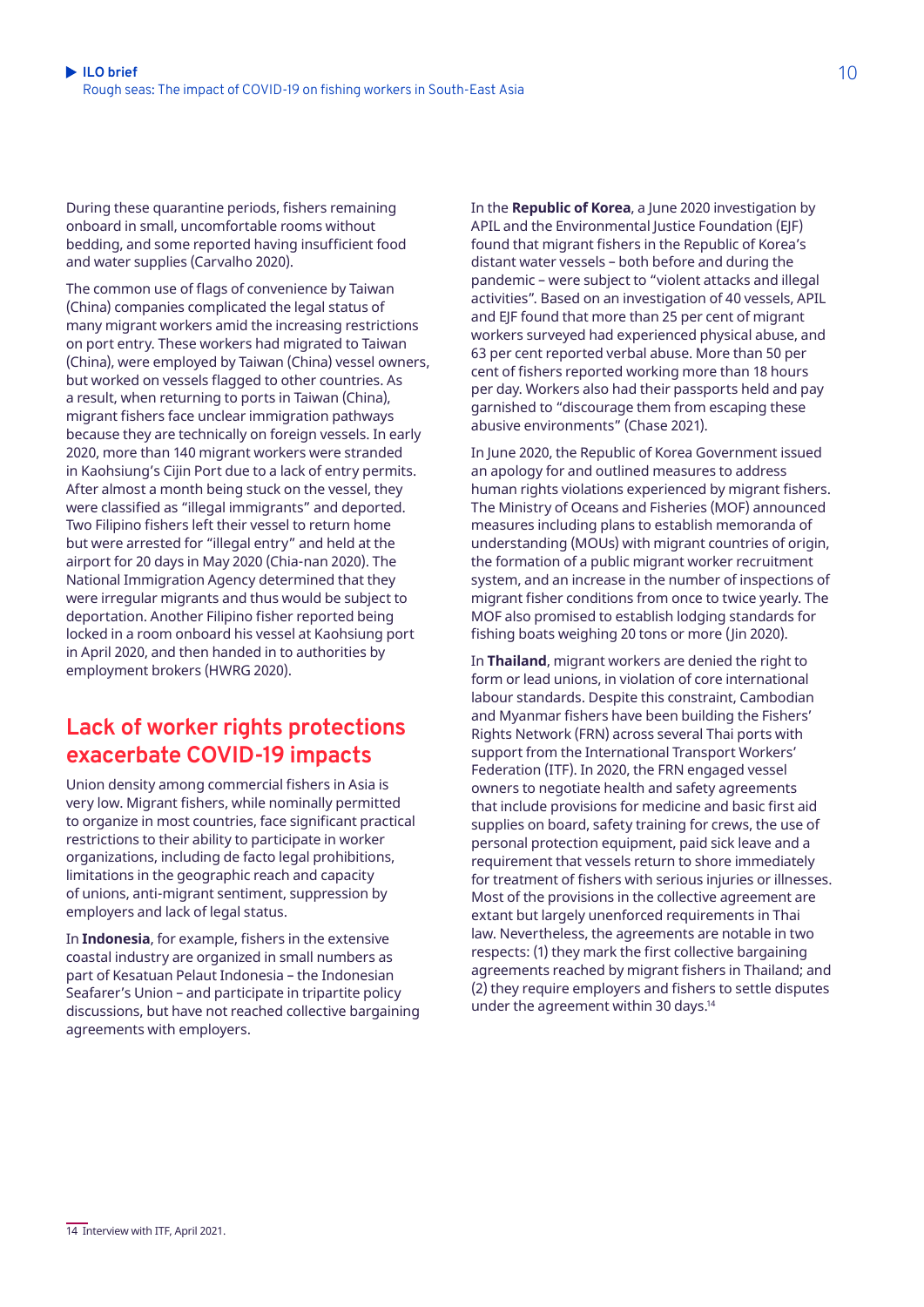During these quarantine periods, fishers remaining onboard in small, uncomfortable rooms without bedding, and some reported having insufficient food and water supplies (Carvalho 2020).

The common use of flags of convenience by Taiwan (China) companies complicated the legal status of many migrant workers amid the increasing restrictions on port entry. These workers had migrated to Taiwan (China), were employed by Taiwan (China) vessel owners, but worked on vessels flagged to other countries. As a result, when returning to ports in Taiwan (China), migrant fishers face unclear immigration pathways because they are technically on foreign vessels. In early 2020, more than 140 migrant workers were stranded in Kaohsiung's Cijin Port due to a lack of entry permits. After almost a month being stuck on the vessel, they were classified as "illegal immigrants" and deported. Two Filipino fishers left their vessel to return home but were arrested for "illegal entry" and held at the airport for 20 days in May 2020 (Chia-nan 2020). The National Immigration Agency determined that they were irregular migrants and thus would be subject to deportation. Another Filipino fisher reported being locked in a room onboard his vessel at Kaohsiung port in April 2020, and then handed in to authorities by employment brokers (HWRG 2020).

## Lack of worker rights protections exacerbate COVID-19 impacts

Union density among commercial fishers in Asia is very low. Migrant fishers, while nominally permitted to organize in most countries, face significant practical restrictions to their ability to participate in worker organizations, including de facto legal prohibitions, limitations in the geographic reach and capacity of unions, anti-migrant sentiment, suppression by employers and lack of legal status.

In **Indonesia**, for example, fishers in the extensive coastal industry are organized in small numbers as part of Kesatuan Pelaut Indonesia – the Indonesian Seafarer's Union – and participate in tripartite policy discussions, but have not reached collective bargaining agreements with employers.

In the **Republic of Korea**, a June 2020 investigation by APIL and the Environmental Justice Foundation (EJF) found that migrant fishers in the Republic of Korea's distant water vessels – both before and during the pandemic – were subject to "violent attacks and illegal activities". Based on an investigation of 40 vessels, APIL and EJF found that more than 25 per cent of migrant workers surveyed had experienced physical abuse, and 63 per cent reported verbal abuse. More than 50 per cent of fishers reported working more than 18 hours per day. Workers also had their passports held and pay garnished to "discourage them from escaping these abusive environments" (Chase 2021).

In June 2020, the Republic of Korea Government issued an apology for and outlined measures to address human rights violations experienced by migrant fishers. The Ministry of Oceans and Fisheries (MOF) announced measures including plans to establish memoranda of understanding (MOUs) with migrant countries of origin, the formation of a public migrant worker recruitment system, and an increase in the number of inspections of migrant fisher conditions from once to twice yearly. The MOF also promised to establish lodging standards for fishing boats weighing 20 tons or more (Jin 2020).

In **Thailand**, migrant workers are denied the right to form or lead unions, in violation of core international labour standards. Despite this constraint, Cambodian and Myanmar fishers have been building the Fishers' Rights Network (FRN) across several Thai ports with support from the International Transport Workers' Federation (ITF). In 2020, the FRN engaged vessel owners to negotiate health and safety agreements that include provisions for medicine and basic first aid supplies on board, safety training for crews, the use of personal protection equipment, paid sick leave and a requirement that vessels return to shore immediately for treatment of fishers with serious injuries or illnesses. Most of the provisions in the collective agreement are extant but largely unenforced requirements in Thai law. Nevertheless, the agreements are notable in two respects: (1) they mark the first collective bargaining agreements reached by migrant fishers in Thailand; and (2) they require employers and fishers to settle disputes under the agreement within 30 days.[14]

[14] Interview with ITF, April 2021.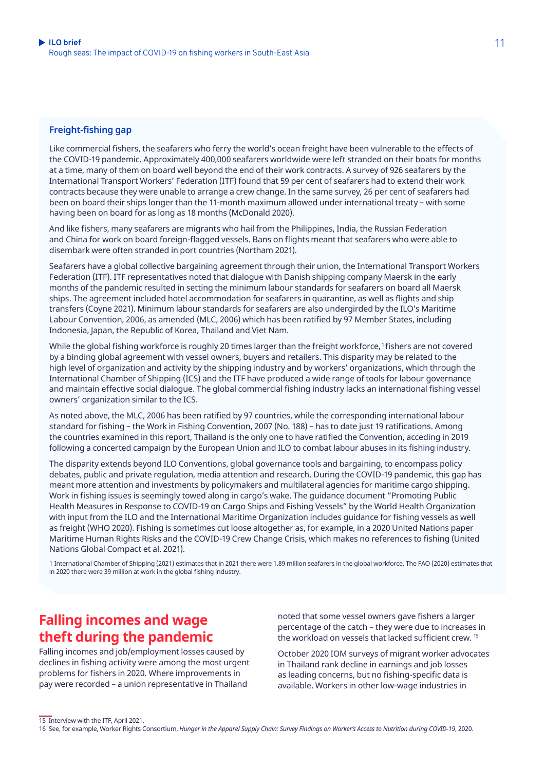### Freight-fishing gap

Like commercial fishers, the seafarers who ferry the world's ocean freight have been vulnerable to the effects of the COVID-19 pandemic. Approximately 400,000 seafarers worldwide were left stranded on their boats for months at a time, many of them on board well beyond the end of their work contracts. A survey of 926 seafarers by the International Transport Workers' Federation (ITF) found that 59 per cent of seafarers had to extend their work contracts because they were unable to arrange a crew change. In the same survey, 26 per cent of seafarers had been on board their ships longer than the 11-month maximum allowed under international treaty – with some having been on board for as long as 18 months (McDonald 2020).

And like fishers, many seafarers are migrants who hail from the Philippines, India, the Russian Federation and China for work on board foreign-flagged vessels. Bans on flights meant that seafarers who were able to disembark were often stranded in port countries (Northam 2021).

Seafarers have a global collective bargaining agreement through their union, the International Transport Workers Federation (ITF). ITF representatives noted that dialogue with Danish shipping company Maersk in the early months of the pandemic resulted in setting the minimum labour standards for seafarers on board all Maersk ships. The agreement included hotel accommodation for seafarers in quarantine, as well as flights and ship transfers (Coyne 2021). Minimum labour standards for seafarers are also undergirded by the ILO's Maritime Labour Convention, 2006, as amended (MLC, 2006) which has been ratified by 97 Member States, including Indonesia, Japan, the Republic of Korea, Thailand and Viet Nam.

While the global fishing workforce is roughly 20 times larger than the freight workforce,[1] fishers are not covered by a binding global agreement with vessel owners, buyers and retailers. This disparity may be related to the high level of organization and activity by the shipping industry and by workers' organizations, which through the International Chamber of Shipping (ICS) and the ITF have produced a wide range of tools for labour governance and maintain effective social dialogue. The global commercial fishing industry lacks an international fishing vessel owners' organization similar to the ICS.

As noted above, the MLC, 2006 has been ratified by 97 countries, while the corresponding international labour standard for fishing – the Work in Fishing Convention, 2007 (No. 188) – has to date just 19 ratifications. Among the countries examined in this report, Thailand is the only one to have ratified the Convention, acceding in 2019 following a concerted campaign by the European Union and ILO to combat labour abuses in its fishing industry.

The disparity extends beyond ILO Conventions, global governance tools and bargaining, to encompass policy debates, public and private regulation, media attention and research. During the COVID-19 pandemic, this gap has meant more attention and investments by policymakers and multilateral agencies for maritime cargo shipping. Work in fishing issues is seemingly towed along in cargo's wake. The guidance document "Promoting Public Health Measures in Response to COVID-19 on Cargo Ships and Fishing Vessels" by the World Health Organization with input from the ILO and the International Maritime Organization includes guidance for fishing vessels as well as freight (WHO 2020). Fishing is sometimes cut loose altogether as, for example, in a 2020 United Nations paper Maritime Human Rights Risks and the COVID-19 Crew Change Crisis, which makes no references to fishing (United Nations Global Compact et al. 2021).

1 International Chamber of Shipping (2021) estimates that in 2021 there were 1.89 million seafarers in the global workforce. The FAO (2020) estimates that in 2020 there were 39 million at work in the global fishing industry.

## Falling incomes and wage theft during the pandemic

Falling incomes and job/employment losses caused by declines in fishing activity were among the most urgent problems for fishers in 2020. Where improvements in pay were recorded – a union representative in Thailand noted that some vessel owners gave fishers a larger percentage of the catch – they were due to increases in the workload on vessels that lacked sufficient crew.[15]

October 2020 IOM surveys of migrant worker advocates in Thailand rank decline in earnings and job losses as leading concerns, but no fishing-specific data is available. Workers in other low-wage industries in

15 Interview with the ITF, April 2021.

16 See, for example, Worker Rights Consortium, *Hunger in the Apparel Supply Chain: Survey Findings on Worker's Access to Nutrition during COVID-19*, 2020.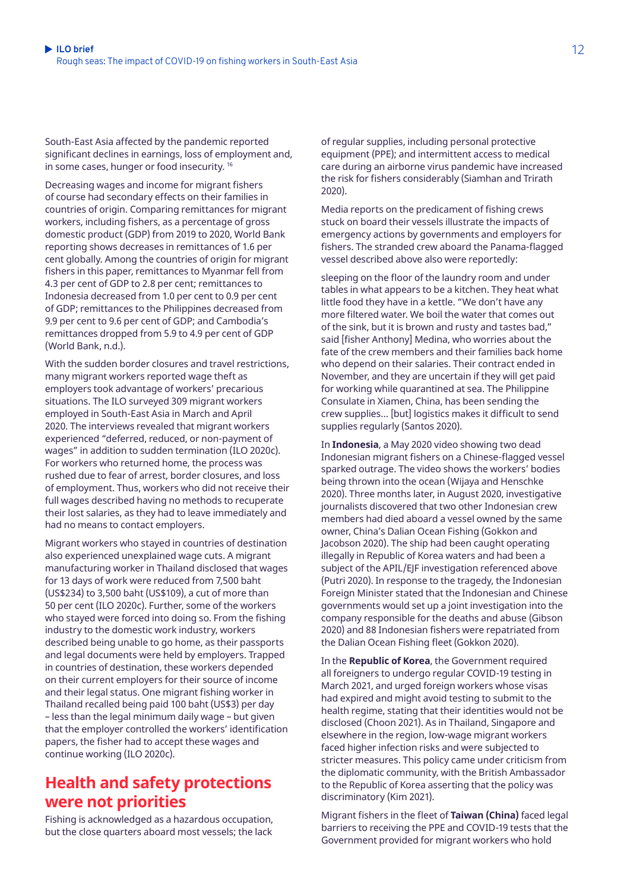South-East Asia affected by the pandemic reported significant declines in earnings, loss of employment and, in some cases, hunger or food insecurity. [16]

Decreasing wages and income for migrant fishers of course had secondary effects on their families in countries of origin. Comparing remittances for migrant workers, including fishers, as a percentage of gross domestic product (GDP) from 2019 to 2020, World Bank reporting shows decreases in remittances of 1.6 per cent globally. Among the countries of origin for migrant fishers in this paper, remittances to Myanmar fell from 4.3 per cent of GDP to 2.8 per cent; remittances to Indonesia decreased from 1.0 per cent to 0.9 per cent of GDP; remittances to the Philippines decreased from 9.9 per cent to 9.6 per cent of GDP; and Cambodia's remittances dropped from 5.9 to 4.9 per cent of GDP (World Bank, n.d.).

With the sudden border closures and travel restrictions, many migrant workers reported wage theft as employers took advantage of workers' precarious situations. The ILO surveyed 309 migrant workers employed in South-East Asia in March and April 2020. The interviews revealed that migrant workers experienced "deferred, reduced, or non-payment of wages" in addition to sudden termination (ILO 2020c). For workers who returned home, the process was rushed due to fear of arrest, border closures, and loss of employment. Thus, workers who did not receive their full wages described having no methods to recuperate their lost salaries, as they had to leave immediately and had no means to contact employers.

Migrant workers who stayed in countries of destination also experienced unexplained wage cuts. A migrant manufacturing worker in Thailand disclosed that wages for 13 days of work were reduced from 7,500 baht (US$234) to 3,500 baht (US$109), a cut of more than 50 per cent (ILO 2020c). Further, some of the workers who stayed were forced into doing so. From the fishing industry to the domestic work industry, workers described being unable to go home, as their passports and legal documents were held by employers. Trapped in countries of destination, these workers depended on their current employers for their source of income and their legal status. One migrant fishing worker in Thailand recalled being paid 100 baht (US$3) per day – less than the legal minimum daily wage – but given that the employer controlled the workers' identification papers, the fisher had to accept these wages and continue working (ILO 2020c).

## Health and safety protections were not priorities

Fishing is acknowledged as a hazardous occupation, but the close quarters aboard most vessels; the lack of regular supplies, including personal protective equipment (PPE); and intermittent access to medical care during an airborne virus pandemic have increased the risk for fishers considerably (Siamhan and Trirath 2020).

Media reports on the predicament of fishing crews stuck on board their vessels illustrate the impacts of emergency actions by governments and employers for fishers. The stranded crew aboard the Panama-flagged vessel described above also were reportedly:

> sleeping on the floor of the laundry room and under tables in what appears to be a kitchen. They heat what little food they have in a kettle. "We don't have any more filtered water. We boil the water that comes out of the sink, but it is brown and rusty and tastes bad," said [fisher Anthony] Medina, who worries about the fate of the crew members and their families back home who depend on their salaries. Their contract ended in November, and they are uncertain if they will get paid for working while quarantined at sea. The Philippine Consulate in Xiamen, China, has been sending the crew supplies… [but] logistics makes it difficult to send supplies regularly (Santos 2020).

In **Indonesia**, a May 2020 video showing two dead Indonesian migrant fishers on a Chinese-flagged vessel sparked outrage. The video shows the workers' bodies being thrown into the ocean (Wijaya and Henschke 2020). Three months later, in August 2020, investigative journalists discovered that two other Indonesian crew members had died aboard a vessel owned by the same owner, China's Dalian Ocean Fishing (Gokkon and Jacobson 2020). The ship had been caught operating illegally in Republic of Korea waters and had been a subject of the APIL/EJF investigation referenced above (Putri 2020). In response to the tragedy, the Indonesian Foreign Minister stated that the Indonesian and Chinese governments would set up a joint investigation into the company responsible for the deaths and abuse (Gibson 2020) and 88 Indonesian fishers were repatriated from the Dalian Ocean Fishing fleet (Gokkon 2020).

In the **Republic of Korea**, the Government required all foreigners to undergo regular COVID-19 testing in March 2021, and urged foreign workers whose visas had expired and might avoid testing to submit to the health regime, stating that their identities would not be disclosed (Choon 2021). As in Thailand, Singapore and elsewhere in the region, low-wage migrant workers faced higher infection risks and were subjected to stricter measures. This policy came under criticism from the diplomatic community, with the British Ambassador to the Republic of Korea asserting that the policy was discriminatory (Kim 2021).

Migrant fishers in the fleet of **Taiwan (China)** faced legal barriers to receiving the PPE and COVID-19 tests that the Government provided for migrant workers who hold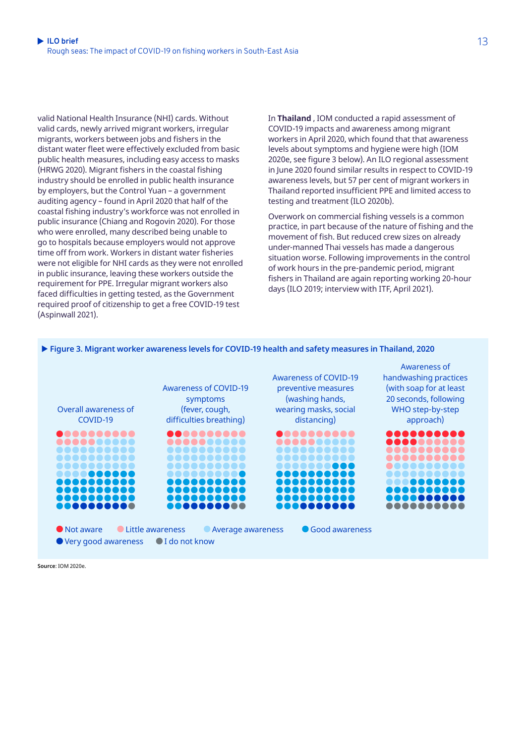valid National Health Insurance (NHI) cards. Without valid cards, newly arrived migrant workers, irregular migrants, workers between jobs and fishers in the distant water fleet were effectively excluded from basic public health measures, including easy access to masks (HRWG 2020). Migrant fishers in the coastal fishing industry should be enrolled in public health insurance by employers, but the Control Yuan – a government auditing agency – found in April 2020 that half of the coastal fishing industry's workforce was not enrolled in public insurance (Chiang and Rogovin 2020). For those who were enrolled, many described being unable to go to hospitals because employers would not approve time off from work. Workers in distant water fisheries were not eligible for NHI cards as they were not enrolled in public insurance, leaving these workers outside the requirement for PPE. Irregular migrant workers also faced difficulties in getting tested, as the Government required proof of citizenship to get a free COVID-19 test (Aspinwall 2021).

In **Thailand** , IOM conducted a rapid assessment of COVID-19 impacts and awareness among migrant workers in April 2020, which found that that awareness levels about symptoms and hygiene were high (IOM 2020e, see figure 3 below). An ILO regional assessment in June 2020 found similar results in respect to COVID-19 awareness levels, but 57 per cent of migrant workers in Thailand reported insufficient PPE and limited access to testing and treatment (ILO 2020b).

Overwork on commercial fishing vessels is a common practice, in part because of the nature of fishing and the movement of fish. But reduced crew sizes on already under-manned Thai vessels has made a dangerous situation worse. Following improvements in the control of work hours in the pre-pandemic period, migrant fishers in Thailand are again reporting working 20-hour days (ILO 2019; interview with ITF, April 2021).

**Figure 3. Migrant worker awareness levels for COVID-19 health and safety measures in Thailand, 2020**

| | Overall awareness of COVID-19 | Awareness of COVID-19 symptoms (fever, cough, difficulties breathing) | Awareness of COVID-19 preventive measures (washing hands, wearing masks, social distancing) | Awareness of handwashing practices (with soap for at least 20 seconds, following WHO step-by-step approach) |
|---|---|---|---|---|
| Not aware | 1 | 2 | 1 | 14 |
| Little awareness | 13 | 13 | 14 | 27 |
| Average awareness | 39 | 41 | 41 | 26 |
| Good awareness | 39 | 36 | 37 | 18 |
| Very good awareness | 7 | 6 | 7 | 5 |
| I do not know | 1 | 2 | 0 | 10 |

Not aware · Little awareness · Average awareness · Good awareness · Very good awareness · I do not know

**Source**: IOM 2020e.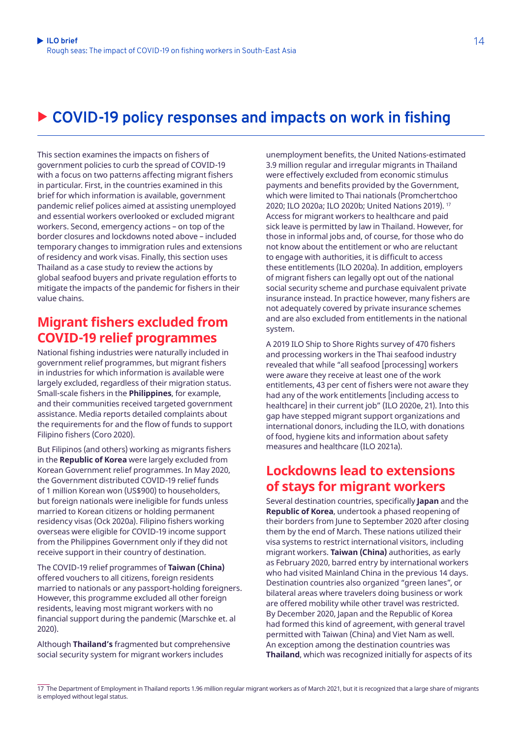# COVID-19 policy responses and impacts on work in fishing

This section examines the impacts on fishers of government policies to curb the spread of COVID-19 with a focus on two patterns affecting migrant fishers in particular. First, in the countries examined in this brief for which information is available, government pandemic relief polices aimed at assisting unemployed and essential workers overlooked or excluded migrant workers. Second, emergency actions – on top of the border closures and lockdowns noted above – included temporary changes to immigration rules and extensions of residency and work visas. Finally, this section uses Thailand as a case study to review the actions by global seafood buyers and private regulation efforts to mitigate the impacts of the pandemic for fishers in their value chains.

## Migrant fishers excluded from COVID-19 relief programmes

National fishing industries were naturally included in government relief programmes, but migrant fishers in industries for which information is available were largely excluded, regardless of their migration status. Small-scale fishers in the **Philippines**, for example, and their communities received targeted government assistance. Media reports detailed complaints about the requirements for and the flow of funds to support Filipino fishers (Coro 2020).

But Filipinos (and others) working as migrants fishers in the **Republic of Korea** were largely excluded from Korean Government relief programmes. In May 2020, the Government distributed COVID-19 relief funds of 1 million Korean won (US$900) to householders, but foreign nationals were ineligible for funds unless married to Korean citizens or holding permanent residency visas (Ock 2020a). Filipino fishers working overseas were eligible for COVID-19 income support from the Philippines Government only if they did not receive support in their country of destination.

The COVID-19 relief programmes of **Taiwan (China)** offered vouchers to all citizens, foreign residents married to nationals or any passport-holding foreigners. However, this programme excluded all other foreign residents, leaving most migrant workers with no financial support during the pandemic (Marschke et. al 2020).

Although **Thailand's** fragmented but comprehensive social security system for migrant workers includes unemployment benefits, the United Nations-estimated 3.9 million regular and irregular migrants in Thailand were effectively excluded from economic stimulus payments and benefits provided by the Government, which were limited to Thai nationals (Promchertchoo 2020; ILO 2020a; ILO 2020b; United Nations 2019).[17] Access for migrant workers to healthcare and paid sick leave is permitted by law in Thailand. However, for those in informal jobs and, of course, for those who do not know about the entitlement or who are reluctant to engage with authorities, it is difficult to access these entitlements (ILO 2020a). In addition, employers of migrant fishers can legally opt out of the national social security scheme and purchase equivalent private insurance instead. In practice however, many fishers are not adequately covered by private insurance schemes and are also excluded from entitlements in the national system.

A 2019 ILO Ship to Shore Rights survey of 470 fishers and processing workers in the Thai seafood industry revealed that while "all seafood [processing] workers were aware they receive at least one of the work entitlements, 43 per cent of fishers were not aware they had any of the work entitlements [including access to healthcare] in their current job" (ILO 2020e, 21). Into this gap have stepped migrant support organizations and international donors, including the ILO, with donations of food, hygiene kits and information about safety measures and healthcare (ILO 2021a).

## Lockdowns lead to extensions of stays for migrant workers

Several destination countries, specifically **Japan** and the **Republic of Korea**, undertook a phased reopening of their borders from June to September 2020 after closing them by the end of March. These nations utilized their visa systems to restrict international visitors, including migrant workers. **Taiwan (China)** authorities, as early as February 2020, barred entry by international workers who had visited Mainland China in the previous 14 days. Destination countries also organized "green lanes", or bilateral areas where travelers doing business or work are offered mobility while other travel was restricted. By December 2020, Japan and the Republic of Korea had formed this kind of agreement, with general travel permitted with Taiwan (China) and Viet Nam as well. An exception among the destination countries was **Thailand**, which was recognized initially for aspects of its

---

[17] The Department of Employment in Thailand reports 1.96 million regular migrant workers as of March 2021, but it is recognized that a large share of migrants is employed without legal status.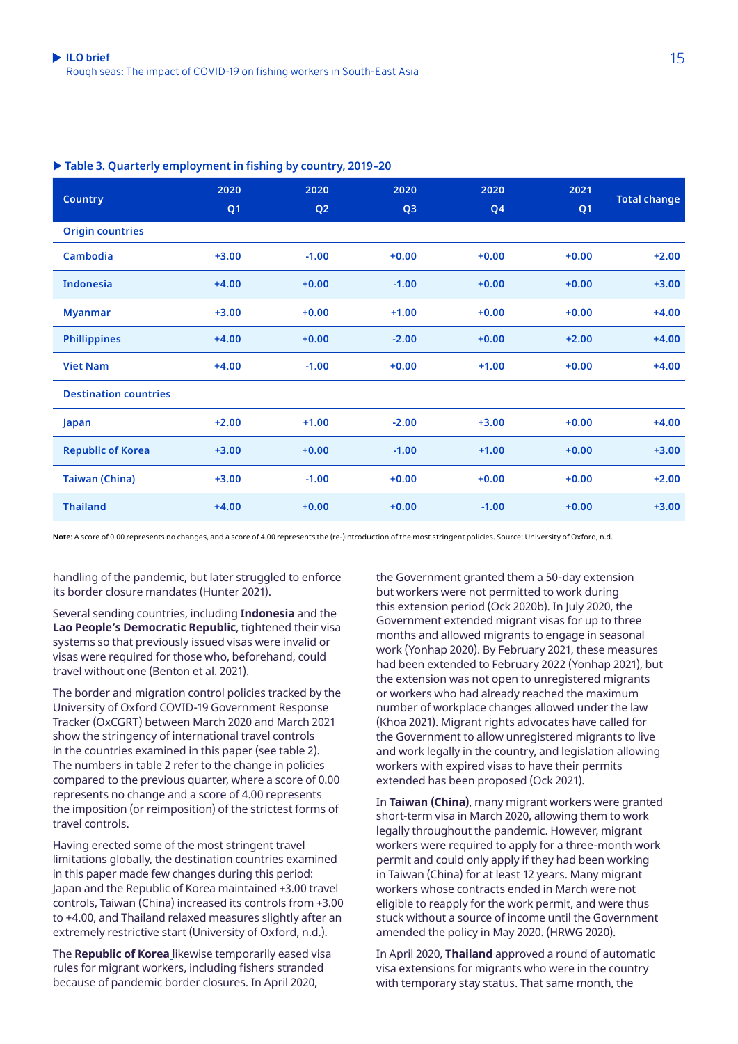**Table 3. Quarterly employment in fishing by country, 2019–20**

| Country | 2020 Q1 | 2020 Q2 | 2020 Q3 | 2020 Q4 | 2021 Q1 | Total change |
|---|---|---|---|---|---|---|
| **Origin countries** | | | | | | |
| Cambodia | +3.00 | -1.00 | +0.00 | +0.00 | +0.00 | +2.00 |
| Indonesia | +4.00 | +0.00 | -1.00 | +0.00 | +0.00 | +3.00 |
| Myanmar | +3.00 | +0.00 | +1.00 | +0.00 | +0.00 | +4.00 |
| Phillippines | +4.00 | +0.00 | -2.00 | +0.00 | +2.00 | +4.00 |
| Viet Nam | +4.00 | -1.00 | +0.00 | +1.00 | +0.00 | +4.00 |
| **Destination countries** | | | | | | |
| Japan | +2.00 | +1.00 | -2.00 | +3.00 | +0.00 | +4.00 |
| Republic of Korea | +3.00 | +0.00 | -1.00 | +1.00 | +0.00 | +3.00 |
| Taiwan (China) | +3.00 | -1.00 | +0.00 | +0.00 | +0.00 | +2.00 |
| Thailand | +4.00 | +0.00 | +0.00 | -1.00 | +0.00 | +3.00 |

**Note**: A score of 0.00 represents no changes, and a score of 4.00 represents the (re-)introduction of the most stringent policies. Source: University of Oxford, n.d.

handling of the pandemic, but later struggled to enforce its border closure mandates (Hunter 2021).

Several sending countries, including **Indonesia** and the **Lao People's Democratic Republic**, tightened their visa systems so that previously issued visas were invalid or visas were required for those who, beforehand, could travel without one (Benton et al. 2021).

The border and migration control policies tracked by the University of Oxford COVID-19 Government Response Tracker (OxCGRT) between March 2020 and March 2021 show the stringency of international travel controls in the countries examined in this paper (see table 2). The numbers in table 2 refer to the change in policies compared to the previous quarter, where a score of 0.00 represents no change and a score of 4.00 represents the imposition (or reimposition) of the strictest forms of travel controls.

Having erected some of the most stringent travel limitations globally, the destination countries examined in this paper made few changes during this period: Japan and the Republic of Korea maintained +3.00 travel controls, Taiwan (China) increased its controls from +3.00 to +4.00, and Thailand relaxed measures slightly after an extremely restrictive start (University of Oxford, n.d.).

The **Republic of Korea** likewise temporarily eased visa rules for migrant workers, including fishers stranded because of pandemic border closures. In April 2020, the Government granted them a 50-day extension but workers were not permitted to work during this extension period (Ock 2020b). In July 2020, the Government extended migrant visas for up to three months and allowed migrants to engage in seasonal work (Yonhap 2020). By February 2021, these measures had been extended to February 2022 (Yonhap 2021), but the extension was not open to unregistered migrants or workers who had already reached the maximum number of workplace changes allowed under the law (Khoa 2021). Migrant rights advocates have called for the Government to allow unregistered migrants to live and work legally in the country, and legislation allowing workers with expired visas to have their permits extended has been proposed (Ock 2021).

In **Taiwan (China)**, many migrant workers were granted short-term visa in March 2020, allowing them to work legally throughout the pandemic. However, migrant workers were required to apply for a three-month work permit and could only apply if they had been working in Taiwan (China) for at least 12 years. Many migrant workers whose contracts ended in March were not eligible to reapply for the work permit, and were thus stuck without a source of income until the Government amended the policy in May 2020. (HRWG 2020).

In April 2020, **Thailand** approved a round of automatic visa extensions for migrants who were in the country with temporary stay status. That same month, the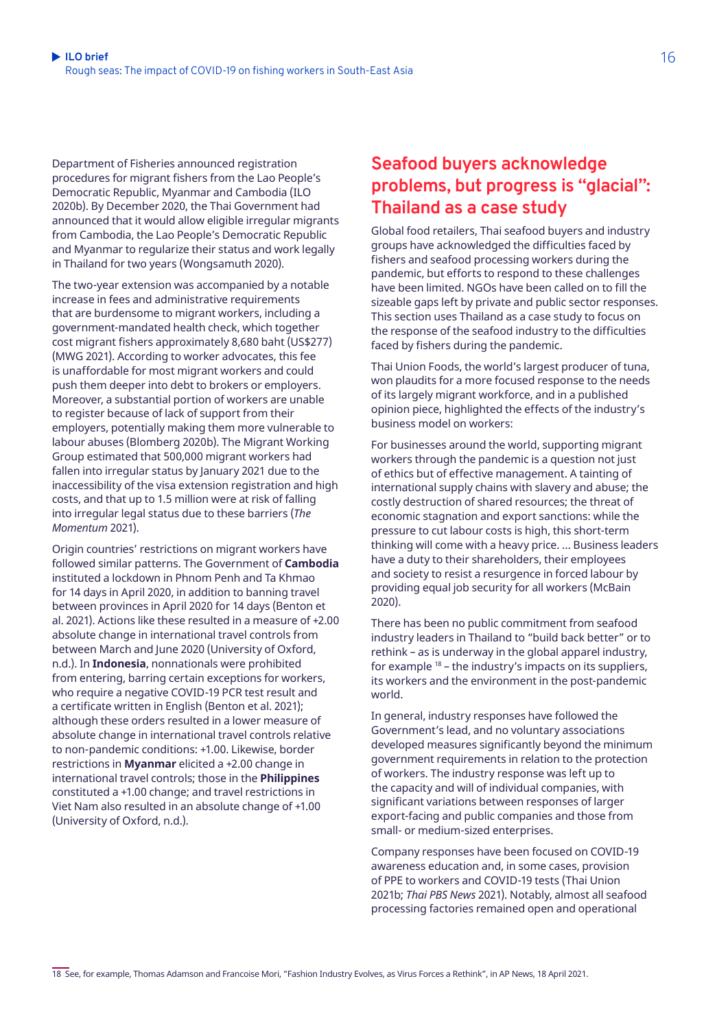Department of Fisheries announced registration procedures for migrant fishers from the Lao People's Democratic Republic, Myanmar and Cambodia (ILO 2020b). By December 2020, the Thai Government had announced that it would allow eligible irregular migrants from Cambodia, the Lao People's Democratic Republic and Myanmar to regularize their status and work legally in Thailand for two years (Wongsamuth 2020).

The two-year extension was accompanied by a notable increase in fees and administrative requirements that are burdensome to migrant workers, including a government-mandated health check, which together cost migrant fishers approximately 8,680 baht (US$277) (MWG 2021). According to worker advocates, this fee is unaffordable for most migrant workers and could push them deeper into debt to brokers or employers. Moreover, a substantial portion of workers are unable to register because of lack of support from their employers, potentially making them more vulnerable to labour abuses (Blomberg 2020b). The Migrant Working Group estimated that 500,000 migrant workers had fallen into irregular status by January 2021 due to the inaccessibility of the visa extension registration and high costs, and that up to 1.5 million were at risk of falling into irregular legal status due to these barriers (*The Momentum* 2021).

Origin countries' restrictions on migrant workers have followed similar patterns. The Government of **Cambodia** instituted a lockdown in Phnom Penh and Ta Khmao for 14 days in April 2020, in addition to banning travel between provinces in April 2020 for 14 days (Benton et al. 2021). Actions like these resulted in a measure of +2.00 absolute change in international travel controls from between March and June 2020 (University of Oxford, n.d.). In **Indonesia**, nonnationals were prohibited from entering, barring certain exceptions for workers, who require a negative COVID-19 PCR test result and a certificate written in English (Benton et al. 2021); although these orders resulted in a lower measure of absolute change in international travel controls relative to non-pandemic conditions: +1.00. Likewise, border restrictions in **Myanmar** elicited a +2.00 change in international travel controls; those in the **Philippines** constituted a +1.00 change; and travel restrictions in Viet Nam also resulted in an absolute change of +1.00 (University of Oxford, n.d.).

## Seafood buyers acknowledge problems, but progress is "glacial": Thailand as a case study

Global food retailers, Thai seafood buyers and industry groups have acknowledged the difficulties faced by fishers and seafood processing workers during the pandemic, but efforts to respond to these challenges have been limited. NGOs have been called on to fill the sizeable gaps left by private and public sector responses. This section uses Thailand as a case study to focus on the response of the seafood industry to the difficulties faced by fishers during the pandemic.

Thai Union Foods, the world's largest producer of tuna, won plaudits for a more focused response to the needs of its largely migrant workforce, and in a published opinion piece, highlighted the effects of the industry's business model on workers:

For businesses around the world, supporting migrant workers through the pandemic is a question not just of ethics but of effective management. A tainting of international supply chains with slavery and abuse; the costly destruction of shared resources; the threat of economic stagnation and export sanctions: while the pressure to cut labour costs is high, this short-term thinking will come with a heavy price. ... Business leaders have a duty to their shareholders, their employees and society to resist a resurgence in forced labour by providing equal job security for all workers (McBain 2020).

There has been no public commitment from seafood industry leaders in Thailand to "build back better" or to rethink – as is underway in the global apparel industry, for example [18] – the industry's impacts on its suppliers, its workers and the environment in the post-pandemic world.

In general, industry responses have followed the Government's lead, and no voluntary associations developed measures significantly beyond the minimum government requirements in relation to the protection of workers. The industry response was left up to the capacity and will of individual companies, with significant variations between responses of larger export-facing and public companies and those from small- or medium-sized enterprises.

Company responses have been focused on COVID-19 awareness education and, in some cases, provision of PPE to workers and COVID-19 tests (Thai Union 2021b; *Thai PBS News* 2021). Notably, almost all seafood processing factories remained open and operational

18 See, for example, Thomas Adamson and Francoise Mori, "Fashion Industry Evolves, as Virus Forces a Rethink", in AP News, 18 April 2021.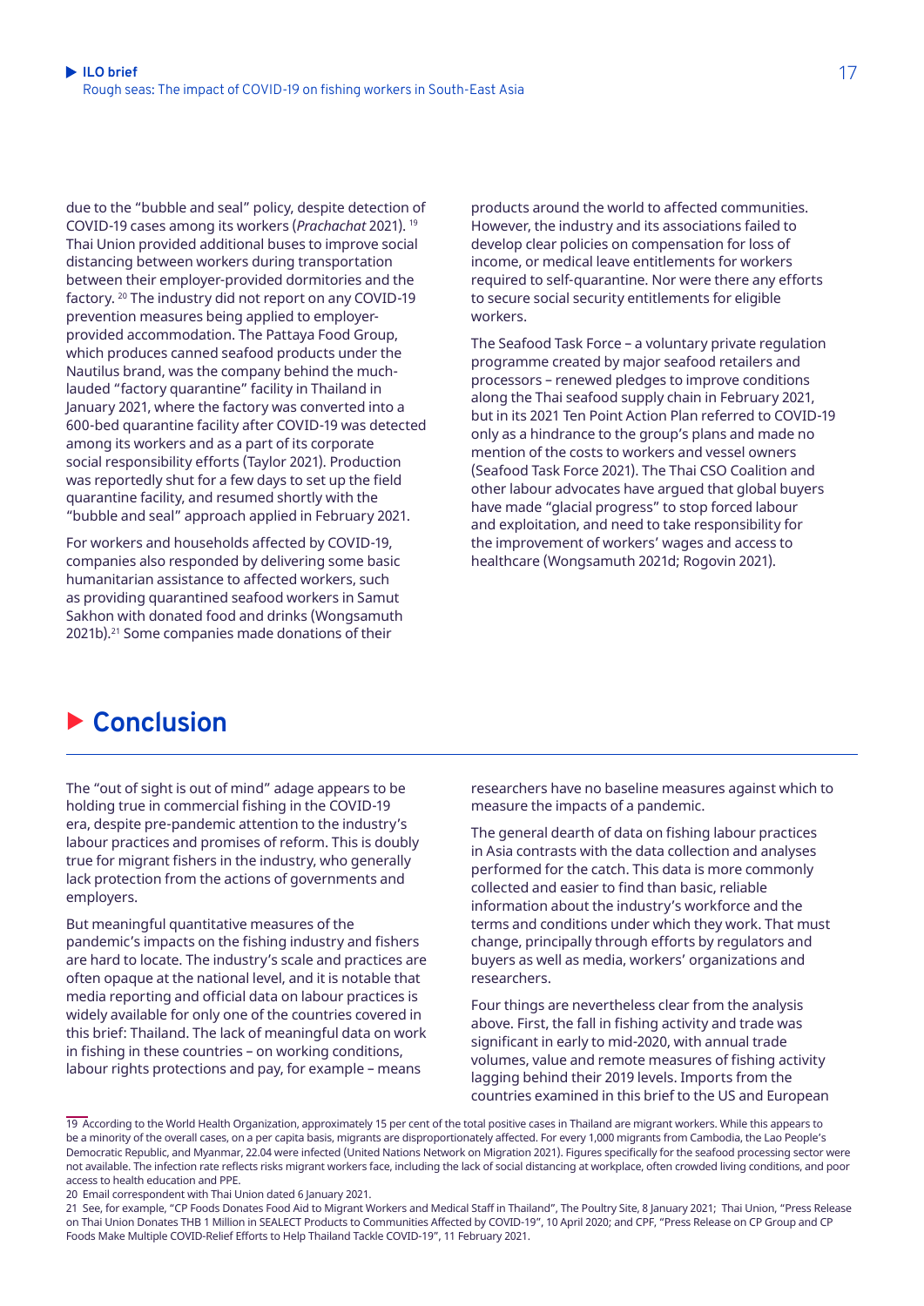due to the "bubble and seal" policy, despite detection of COVID-19 cases among its workers (*Prachachat* 2021).[19] Thai Union provided additional buses to improve social distancing between workers during transportation between their employer-provided dormitories and the factory.[20] The industry did not report on any COVID-19 prevention measures being applied to employer-provided accommodation. The Pattaya Food Group, which produces canned seafood products under the Nautilus brand, was the company behind the much-lauded "factory quarantine" facility in Thailand in January 2021, where the factory was converted into a 600-bed quarantine facility after COVID-19 was detected among its workers and as a part of its corporate social responsibility efforts (Taylor 2021). Production was reportedly shut for a few days to set up the field quarantine facility, and resumed shortly with the "bubble and seal" approach applied in February 2021.

For workers and households affected by COVID-19, companies also responded by delivering some basic humanitarian assistance to affected workers, such as providing quarantined seafood workers in Samut Sakhon with donated food and drinks (Wongsamuth 2021b).[21] Some companies made donations of their products around the world to affected communities. However, the industry and its associations failed to develop clear policies on compensation for loss of income, or medical leave entitlements for workers required to self-quarantine. Nor were there any efforts to secure social security entitlements for eligible workers.

The Seafood Task Force – a voluntary private regulation programme created by major seafood retailers and processors – renewed pledges to improve conditions along the Thai seafood supply chain in February 2021, but in its 2021 Ten Point Action Plan referred to COVID-19 only as a hindrance to the group's plans and made no mention of the costs to workers and vessel owners (Seafood Task Force 2021). The Thai CSO Coalition and other labour advocates have argued that global buyers have made "glacial progress" to stop forced labour and exploitation, and need to take responsibility for the improvement of workers' wages and access to healthcare (Wongsamuth 2021d; Rogovin 2021).

## Conclusion

The "out of sight is out of mind" adage appears to be holding true in commercial fishing in the COVID-19 era, despite pre-pandemic attention to the industry's labour practices and promises of reform. This is doubly true for migrant fishers in the industry, who generally lack protection from the actions of governments and employers.

But meaningful quantitative measures of the pandemic's impacts on the fishing industry and fishers are hard to locate. The industry's scale and practices are often opaque at the national level, and it is notable that media reporting and official data on labour practices is widely available for only one of the countries covered in this brief: Thailand. The lack of meaningful data on work in fishing in these countries – on working conditions, labour rights protections and pay, for example – means researchers have no baseline measures against which to measure the impacts of a pandemic.

The general dearth of data on fishing labour practices in Asia contrasts with the data collection and analyses performed for the catch. This data is more commonly collected and easier to find than basic, reliable information about the industry's workforce and the terms and conditions under which they work. That must change, principally through efforts by regulators and buyers as well as media, workers' organizations and researchers.

Four things are nevertheless clear from the analysis above. First, the fall in fishing activity and trade was significant in early to mid-2020, with annual trade volumes, value and remote measures of fishing activity lagging behind their 2019 levels. Imports from the countries examined in this brief to the US and European

---

19 According to the World Health Organization, approximately 15 per cent of the total positive cases in Thailand are migrant workers. While this appears to be a minority of the overall cases, on a per capita basis, migrants are disproportionately affected. For every 1,000 migrants from Cambodia, the Lao People's Democratic Republic, and Myanmar, 22.04 were infected (United Nations Network on Migration 2021). Figures specifically for the seafood processing sector were not available. The infection rate reflects risks migrant workers face, including the lack of social distancing at workplace, often crowded living conditions, and poor access to health education and PPE.

20 Email correspondent with Thai Union dated 6 January 2021.

21 See, for example, "CP Foods Donates Food Aid to Migrant Workers and Medical Staff in Thailand", The Poultry Site, 8 January 2021; Thai Union, "Press Release on Thai Union Donates THB 1 Million in SEALECT Products to Communities Affected by COVID-19", 10 April 2020; and CPF, "Press Release on CP Group and CP Foods Make Multiple COVID-Relief Efforts to Help Thailand Tackle COVID-19", 11 February 2021.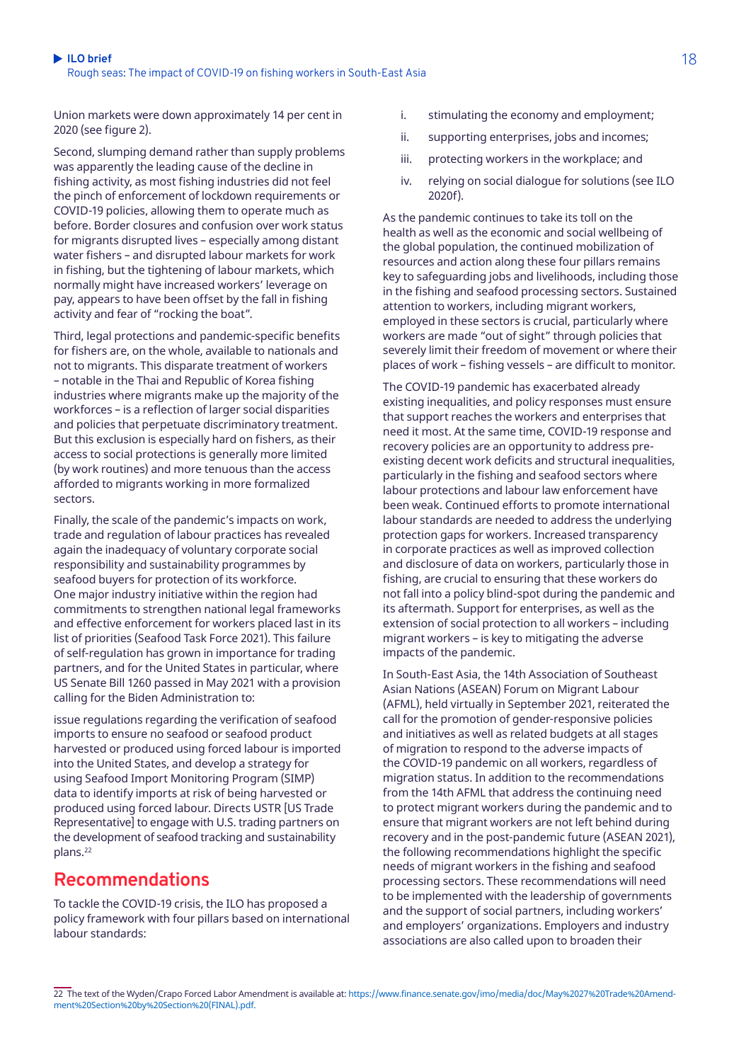Union markets were down approximately 14 per cent in 2020 (see figure 2).

Second, slumping demand rather than supply problems was apparently the leading cause of the decline in fishing activity, as most fishing industries did not feel the pinch of enforcement of lockdown requirements or COVID-19 policies, allowing them to operate much as before. Border closures and confusion over work status for migrants disrupted lives – especially among distant water fishers – and disrupted labour markets for work in fishing, but the tightening of labour markets, which normally might have increased workers' leverage on pay, appears to have been offset by the fall in fishing activity and fear of "rocking the boat".

Third, legal protections and pandemic-specific benefits for fishers are, on the whole, available to nationals and not to migrants. This disparate treatment of workers – notable in the Thai and Republic of Korea fishing industries where migrants make up the majority of the workforces – is a reflection of larger social disparities and policies that perpetuate discriminatory treatment. But this exclusion is especially hard on fishers, as their access to social protections is generally more limited (by work routines) and more tenuous than the access afforded to migrants working in more formalized sectors.

Finally, the scale of the pandemic's impacts on work, trade and regulation of labour practices has revealed again the inadequacy of voluntary corporate social responsibility and sustainability programmes by seafood buyers for protection of its workforce. One major industry initiative within the region had commitments to strengthen national legal frameworks and effective enforcement for workers placed last in its list of priorities (Seafood Task Force 2021). This failure of self-regulation has grown in importance for trading partners, and for the United States in particular, where US Senate Bill 1260 passed in May 2021 with a provision calling for the Biden Administration to:

issue regulations regarding the verification of seafood imports to ensure no seafood or seafood product harvested or produced using forced labour is imported into the United States, and develop a strategy for using Seafood Import Monitoring Program (SIMP) data to identify imports at risk of being harvested or produced using forced labour. Directs USTR [US Trade Representative] to engage with U.S. trading partners on the development of seafood tracking and sustainability plans.[22]

## Recommendations

To tackle the COVID-19 crisis, the ILO has proposed a policy framework with four pillars based on international labour standards:

i. stimulating the economy and employment;

ii. supporting enterprises, jobs and incomes;

iii. protecting workers in the workplace; and

iv. relying on social dialogue for solutions (see ILO 2020f).

As the pandemic continues to take its toll on the health as well as the economic and social wellbeing of the global population, the continued mobilization of resources and action along these four pillars remains key to safeguarding jobs and livelihoods, including those in the fishing and seafood processing sectors. Sustained attention to workers, including migrant workers, employed in these sectors is crucial, particularly where workers are made "out of sight" through policies that severely limit their freedom of movement or where their places of work – fishing vessels – are difficult to monitor.

The COVID-19 pandemic has exacerbated already existing inequalities, and policy responses must ensure that support reaches the workers and enterprises that need it most. At the same time, COVID-19 response and recovery policies are an opportunity to address pre-existing decent work deficits and structural inequalities, particularly in the fishing and seafood sectors where labour protections and labour law enforcement have been weak. Continued efforts to promote international labour standards are needed to address the underlying protection gaps for workers. Increased transparency in corporate practices as well as improved collection and disclosure of data on workers, particularly those in fishing, are crucial to ensuring that these workers do not fall into a policy blind-spot during the pandemic and its aftermath. Support for enterprises, as well as the extension of social protection to all workers – including migrant workers – is key to mitigating the adverse impacts of the pandemic.

In South-East Asia, the 14th Association of Southeast Asian Nations (ASEAN) Forum on Migrant Labour (AFML), held virtually in September 2021, reiterated the call for the promotion of gender-responsive policies and initiatives as well as related budgets at all stages of migration to respond to the adverse impacts of the COVID-19 pandemic on all workers, regardless of migration status. In addition to the recommendations from the 14th AFML that address the continuing need to protect migrant workers during the pandemic and to ensure that migrant workers are not left behind during recovery and in the post-pandemic future (ASEAN 2021), the following recommendations highlight the specific needs of migrant workers in the fishing and seafood processing sectors. These recommendations will need to be implemented with the leadership of governments and the support of social partners, including workers' and employers' organizations. Employers and industry associations are also called upon to broaden their

---

22 The text of the Wyden/Crapo Forced Labor Amendment is available at: https://www.finance.senate.gov/imo/media/doc/May%2027%20Trade%20Amendment%20Section%20by%20Section%20(FINAL).pdf.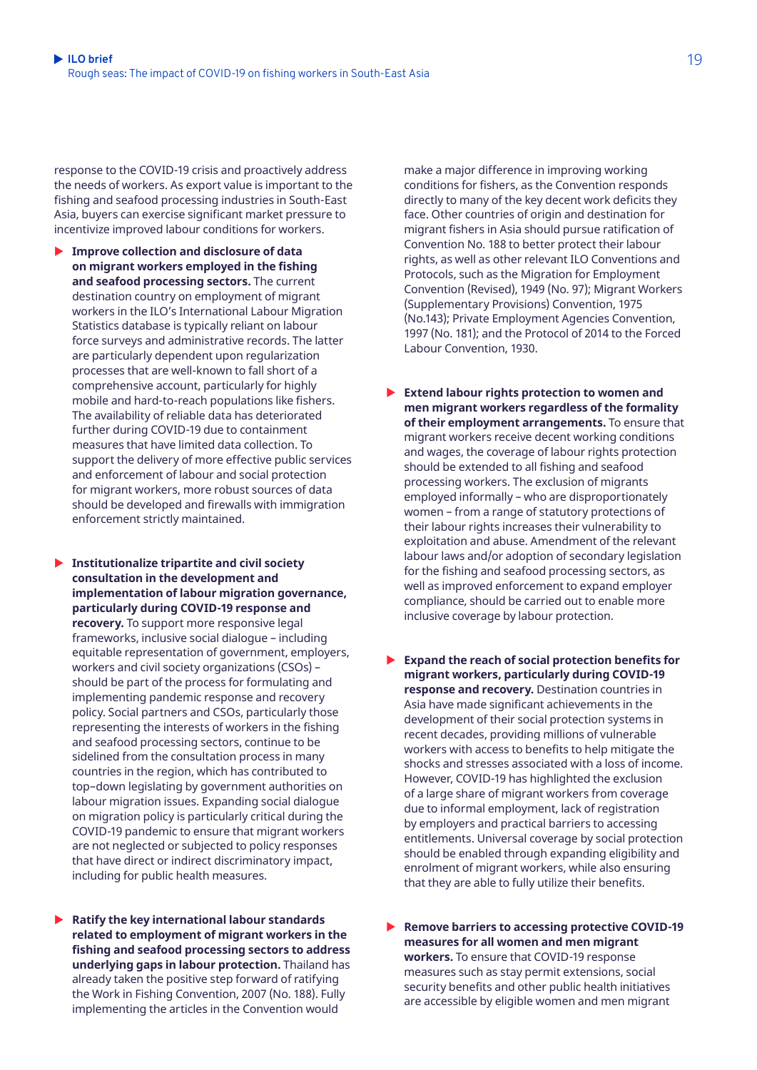response to the COVID-19 crisis and proactively address the needs of workers. As export value is important to the fishing and seafood processing industries in South-East Asia, buyers can exercise significant market pressure to incentivize improved labour conditions for workers.

- **Improve collection and disclosure of data on migrant workers employed in the fishing and seafood processing sectors.** The current destination country on employment of migrant workers in the ILO's International Labour Migration Statistics database is typically reliant on labour force surveys and administrative records. The latter are particularly dependent upon regularization processes that are well-known to fall short of a comprehensive account, particularly for highly mobile and hard-to-reach populations like fishers. The availability of reliable data has deteriorated further during COVID-19 due to containment measures that have limited data collection. To support the delivery of more effective public services and enforcement of labour and social protection for migrant workers, more robust sources of data should be developed and firewalls with immigration enforcement strictly maintained.

- **Institutionalize tripartite and civil society consultation in the development and implementation of labour migration governance, particularly during COVID-19 response and recovery.** To support more responsive legal frameworks, inclusive social dialogue – including equitable representation of government, employers, workers and civil society organizations (CSOs) – should be part of the process for formulating and implementing pandemic response and recovery policy. Social partners and CSOs, particularly those representing the interests of workers in the fishing and seafood processing sectors, continue to be sidelined from the consultation process in many countries in the region, which has contributed to top–down legislating by government authorities on labour migration issues. Expanding social dialogue on migration policy is particularly critical during the COVID-19 pandemic to ensure that migrant workers are not neglected or subjected to policy responses that have direct or indirect discriminatory impact, including for public health measures.

- **Ratify the key international labour standards related to employment of migrant workers in the fishing and seafood processing sectors to address underlying gaps in labour protection.** Thailand has already taken the positive step forward of ratifying the Work in Fishing Convention, 2007 (No. 188). Fully implementing the articles in the Convention would make a major difference in improving working conditions for fishers, as the Convention responds directly to many of the key decent work deficits they face. Other countries of origin and destination for migrant fishers in Asia should pursue ratification of Convention No. 188 to better protect their labour rights, as well as other relevant ILO Conventions and Protocols, such as the Migration for Employment Convention (Revised), 1949 (No. 97); Migrant Workers (Supplementary Provisions) Convention, 1975 (No.143); Private Employment Agencies Convention, 1997 (No. 181); and the Protocol of 2014 to the Forced Labour Convention, 1930.

- **Extend labour rights protection to women and men migrant workers regardless of the formality of their employment arrangements.** To ensure that migrant workers receive decent working conditions and wages, the coverage of labour rights protection should be extended to all fishing and seafood processing workers. The exclusion of migrants employed informally – who are disproportionately women – from a range of statutory protections of their labour rights increases their vulnerability to exploitation and abuse. Amendment of the relevant labour laws and/or adoption of secondary legislation for the fishing and seafood processing sectors, as well as improved enforcement to expand employer compliance, should be carried out to enable more inclusive coverage by labour protection.

- **Expand the reach of social protection benefits for migrant workers, particularly during COVID-19 response and recovery.** Destination countries in Asia have made significant achievements in the development of their social protection systems in recent decades, providing millions of vulnerable workers with access to benefits to help mitigate the shocks and stresses associated with a loss of income. However, COVID-19 has highlighted the exclusion of a large share of migrant workers from coverage due to informal employment, lack of registration by employers and practical barriers to accessing entitlements. Universal coverage by social protection should be enabled through expanding eligibility and enrolment of migrant workers, while also ensuring that they are able to fully utilize their benefits.

- **Remove barriers to accessing protective COVID-19 measures for all women and men migrant workers.** To ensure that COVID-19 response measures such as stay permit extensions, social security benefits and other public health initiatives are accessible by eligible women and men migrant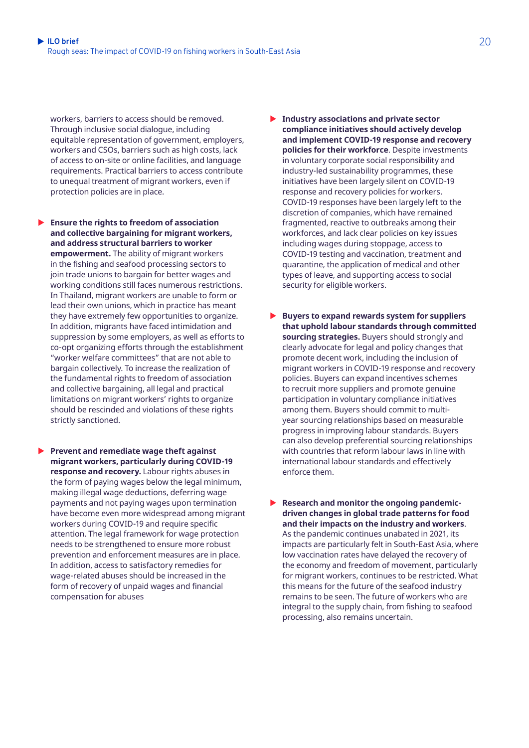workers, barriers to access should be removed. Through inclusive social dialogue, including equitable representation of government, employers, workers and CSOs, barriers such as high costs, lack of access to on-site or online facilities, and language requirements. Practical barriers to access contribute to unequal treatment of migrant workers, even if protection policies are in place.

- **Ensure the rights to freedom of association and collective bargaining for migrant workers, and address structural barriers to worker empowerment.** The ability of migrant workers in the fishing and seafood processing sectors to join trade unions to bargain for better wages and working conditions still faces numerous restrictions. In Thailand, migrant workers are unable to form or lead their own unions, which in practice has meant they have extremely few opportunities to organize. In addition, migrants have faced intimidation and suppression by some employers, as well as efforts to co-opt organizing efforts through the establishment "worker welfare committees" that are not able to bargain collectively. To increase the realization of the fundamental rights to freedom of association and collective bargaining, all legal and practical limitations on migrant workers' rights to organize should be rescinded and violations of these rights strictly sanctioned.

- **Prevent and remediate wage theft against migrant workers, particularly during COVID-19 response and recovery.** Labour rights abuses in the form of paying wages below the legal minimum, making illegal wage deductions, deferring wage payments and not paying wages upon termination have become even more widespread among migrant workers during COVID-19 and require specific attention. The legal framework for wage protection needs to be strengthened to ensure more robust prevention and enforcement measures are in place. In addition, access to satisfactory remedies for wage-related abuses should be increased in the form of recovery of unpaid wages and financial compensation for abuses

- **Industry associations and private sector compliance initiatives should actively develop and implement COVID-19 response and recovery policies for their workforce**. Despite investments in voluntary corporate social responsibility and industry-led sustainability programmes, these initiatives have been largely silent on COVID-19 response and recovery policies for workers. COVID-19 responses have been largely left to the discretion of companies, which have remained fragmented, reactive to outbreaks among their workforces, and lack clear policies on key issues including wages during stoppage, access to COVID-19 testing and vaccination, treatment and quarantine, the application of medical and other types of leave, and supporting access to social security for eligible workers.

- **Buyers to expand rewards system for suppliers that uphold labour standards through committed sourcing strategies.** Buyers should strongly and clearly advocate for legal and policy changes that promote decent work, including the inclusion of migrant workers in COVID-19 response and recovery policies. Buyers can expand incentives schemes to recruit more suppliers and promote genuine participation in voluntary compliance initiatives among them. Buyers should commit to multi-year sourcing relationships based on measurable progress in improving labour standards. Buyers can also develop preferential sourcing relationships with countries that reform labour laws in line with international labour standards and effectively enforce them.

- **Research and monitor the ongoing pandemic-driven changes in global trade patterns for food and their impacts on the industry and workers**. As the pandemic continues unabated in 2021, its impacts are particularly felt in South-East Asia, where low vaccination rates have delayed the recovery of the economy and freedom of movement, particularly for migrant workers, continues to be restricted. What this means for the future of the seafood industry remains to be seen. The future of workers who are integral to the supply chain, from fishing to seafood processing, also remains uncertain.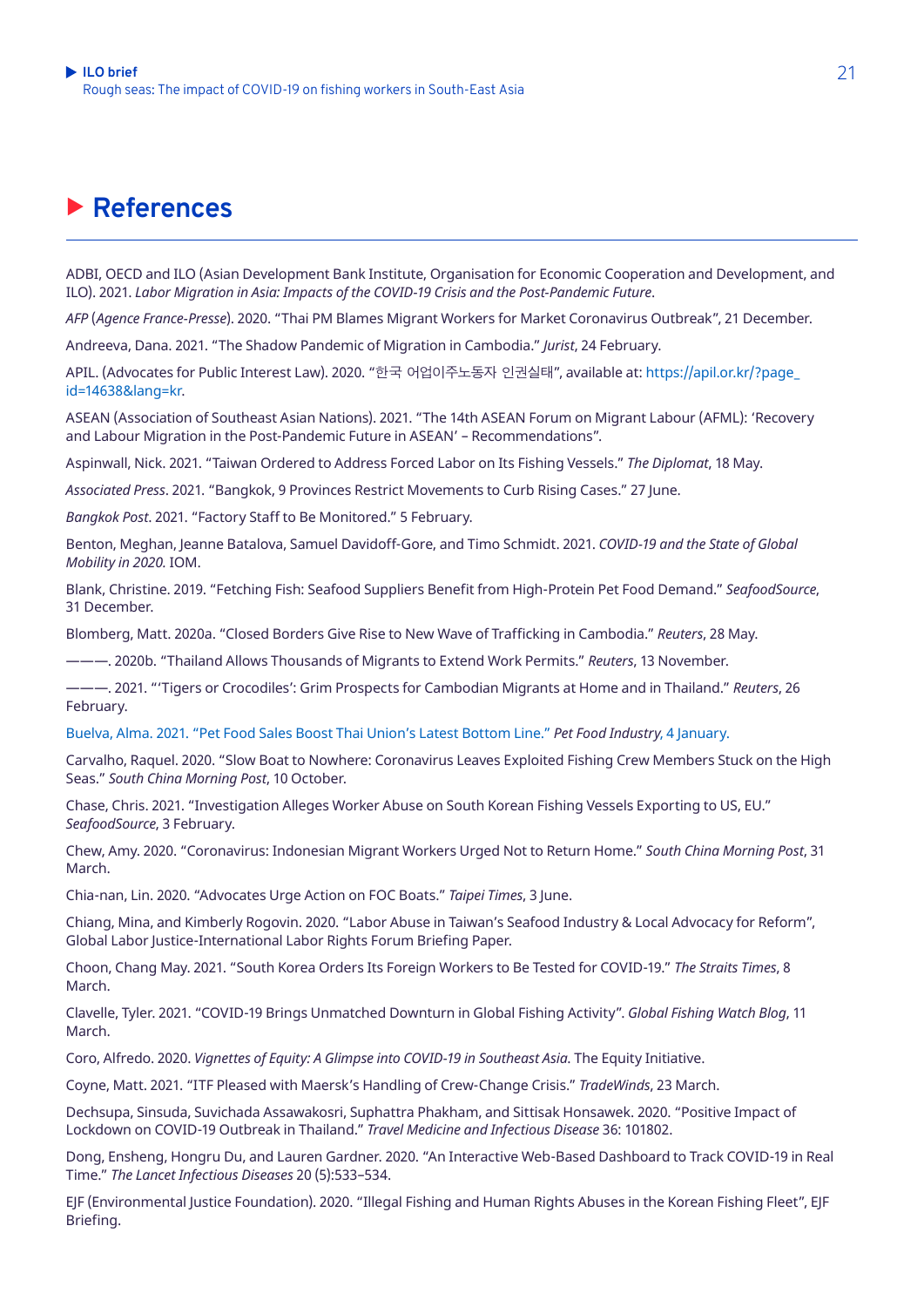# References

ADBI, OECD and ILO (Asian Development Bank Institute, Organisation for Economic Cooperation and Development, and ILO). 2021. *Labor Migration in Asia: Impacts of the COVID-19 Crisis and the Post-Pandemic Future*.

*AFP* (*Agence France-Presse*). 2020. "Thai PM Blames Migrant Workers for Market Coronavirus Outbreak", 21 December.

Andreeva, Dana. 2021. "The Shadow Pandemic of Migration in Cambodia." *Jurist*, 24 February.

APIL. (Advocates for Public Interest Law). 2020. "한국 어업이주노동자 인권실태", available at: https://apil.or.kr/?page_id=14638&lang=kr.

ASEAN (Association of Southeast Asian Nations). 2021. "The 14th ASEAN Forum on Migrant Labour (AFML): 'Recovery and Labour Migration in the Post-Pandemic Future in ASEAN' – Recommendations".

Aspinwall, Nick. 2021. "Taiwan Ordered to Address Forced Labor on Its Fishing Vessels." *The Diplomat*, 18 May.

*Associated Press*. 2021. "Bangkok, 9 Provinces Restrict Movements to Curb Rising Cases." 27 June.

*Bangkok Post*. 2021. "Factory Staff to Be Monitored." 5 February.

Benton, Meghan, Jeanne Batalova, Samuel Davidoff-Gore, and Timo Schmidt. 2021. *COVID-19 and the State of Global Mobility in 2020.* IOM.

Blank, Christine. 2019. "Fetching Fish: Seafood Suppliers Benefit from High-Protein Pet Food Demand." *SeafoodSource*, 31 December.

Blomberg, Matt. 2020a. "Closed Borders Give Rise to New Wave of Trafficking in Cambodia." *Reuters*, 28 May.

———. 2020b. "Thailand Allows Thousands of Migrants to Extend Work Permits." *Reuters*, 13 November.

———. 2021. "'Tigers or Crocodiles': Grim Prospects for Cambodian Migrants at Home and in Thailand." *Reuters*, 26 February.

Buelva, Alma. 2021. "Pet Food Sales Boost Thai Union's Latest Bottom Line." *Pet Food Industry*, 4 January.

Carvalho, Raquel. 2020. "Slow Boat to Nowhere: Coronavirus Leaves Exploited Fishing Crew Members Stuck on the High Seas." *South China Morning Post*, 10 October.

Chase, Chris. 2021. "Investigation Alleges Worker Abuse on South Korean Fishing Vessels Exporting to US, EU." *SeafoodSource*, 3 February.

Chew, Amy. 2020. "Coronavirus: Indonesian Migrant Workers Urged Not to Return Home." *South China Morning Post*, 31 March.

Chia-nan, Lin. 2020. "Advocates Urge Action on FOC Boats." *Taipei Times*, 3 June.

Chiang, Mina, and Kimberly Rogovin. 2020. "Labor Abuse in Taiwan's Seafood Industry & Local Advocacy for Reform", Global Labor Justice-International Labor Rights Forum Briefing Paper.

Choon, Chang May. 2021. "South Korea Orders Its Foreign Workers to Be Tested for COVID-19." *The Straits Times*, 8 March.

Clavelle, Tyler. 2021. "COVID-19 Brings Unmatched Downturn in Global Fishing Activity". *Global Fishing Watch Blog*, 11 March.

Coro, Alfredo. 2020. *Vignettes of Equity: A Glimpse into COVID-19 in Southeast Asia*. The Equity Initiative.

Coyne, Matt. 2021. "ITF Pleased with Maersk's Handling of Crew-Change Crisis." *TradeWinds*, 23 March.

Dechsupa, Sinsuda, Suvichada Assawakosri, Suphattra Phakham, and Sittisak Honsawek. 2020. "Positive Impact of Lockdown on COVID-19 Outbreak in Thailand." *Travel Medicine and Infectious Disease* 36: 101802.

Dong, Ensheng, Hongru Du, and Lauren Gardner. 2020. "An Interactive Web-Based Dashboard to Track COVID-19 in Real Time." *The Lancet Infectious Diseases* 20 (5):533–534.

EJF (Environmental Justice Foundation). 2020. "Illegal Fishing and Human Rights Abuses in the Korean Fishing Fleet", EJF Briefing.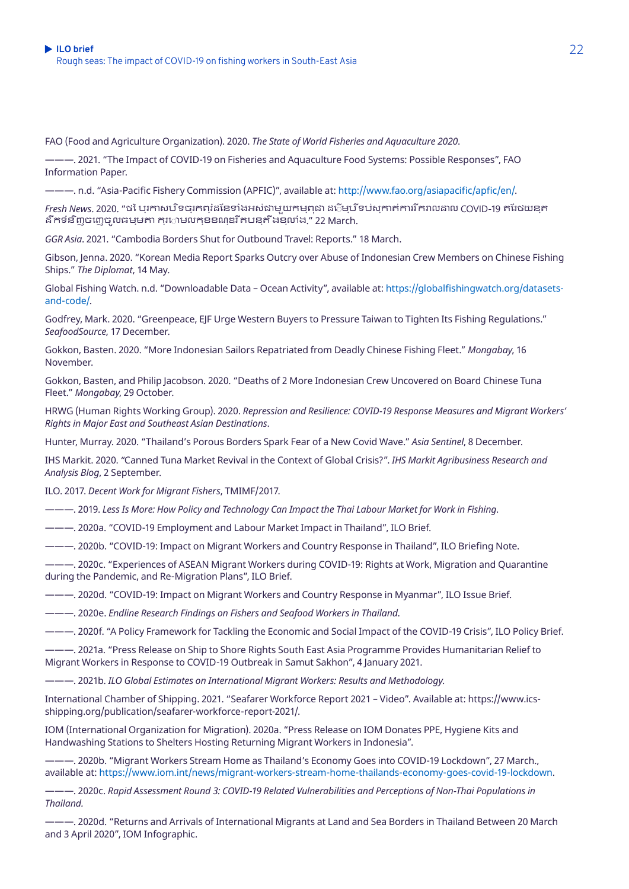FAO (Food and Agriculture Organization). 2020. *The State of World Fisheries and Aquaculture 2020*.

———. 2021. “The Impact of COVID-19 on Fisheries and Aquaculture Food Systems: Possible Responses”, FAO Information Paper.

———. n.d. “Asia-Pacific Fishery Commission (APFIC)”, available at: http://www.fao.org/asiapacific/apfic/en/.

*Fresh News*. 2020. “ថៃ ប្រកាសបិទច្រកព្រំដែនទាំងអស់ជាមួយកម្ពុជា ដើម្បីទប់ស្កាត់ការរីករាលដាល COVID-19 តែអនុញ្ញាតឲ្យ ដឹកទំនិញចេញចូលធម្មតា ក្រោមលក្ខខណ្ឌរឹតបន្តឹងខ្លាំង.” 22 March.

*GGR Asia*. 2021. “Cambodia Borders Shut for Outbound Travel: Reports.” 18 March.

Gibson, Jenna. 2020. “Korean Media Report Sparks Outcry over Abuse of Indonesian Crew Members on Chinese Fishing Ships.” *The Diplomat*, 14 May.

Global Fishing Watch. n.d. “Downloadable Data – Ocean Activity”, available at: https://globalfishingwatch.org/datasets-and-code/.

Godfrey, Mark. 2020. “Greenpeace, EJF Urge Western Buyers to Pressure Taiwan to Tighten Its Fishing Regulations.” *SeafoodSource*, 17 December.

Gokkon, Basten. 2020. “More Indonesian Sailors Repatriated from Deadly Chinese Fishing Fleet.” *Mongabay*, 16 November.

Gokkon, Basten, and Philip Jacobson. 2020. “Deaths of 2 More Indonesian Crew Uncovered on Board Chinese Tuna Fleet.” *Mongabay*, 29 October.

HRWG (Human Rights Working Group). 2020. *Repression and Resilience: COVID-19 Response Measures and Migrant Workers' Rights in Major East and Southeast Asian Destinations*.

Hunter, Murray. 2020. “Thailand's Porous Borders Spark Fear of a New Covid Wave.” *Asia Sentinel*, 8 December.

IHS Markit. 2020. “Canned Tuna Market Revival in the Context of Global Crisis?”. *IHS Markit Agribusiness Research and Analysis Blog*, 2 September.

ILO. 2017. *Decent Work for Migrant Fishers*, TMIMF/2017.

———. 2019. *Less Is More: How Policy and Technology Can Impact the Thai Labour Market for Work in Fishing*.

———. 2020a. “COVID-19 Employment and Labour Market Impact in Thailand”, ILO Brief.

———. 2020b. “COVID-19: Impact on Migrant Workers and Country Response in Thailand”, ILO Briefing Note.

———. 2020c. “Experiences of ASEAN Migrant Workers during COVID-19: Rights at Work, Migration and Quarantine during the Pandemic, and Re-Migration Plans”, ILO Brief.

———. 2020d. “COVID-19: Impact on Migrant Workers and Country Response in Myanmar”, ILO Issue Brief.

———. 2020e. *Endline Research Findings on Fishers and Seafood Workers in Thailand*.

———. 2020f. “A Policy Framework for Tackling the Economic and Social Impact of the COVID-19 Crisis”, ILO Policy Brief.

———. 2021a. “Press Release on Ship to Shore Rights South East Asia Programme Provides Humanitarian Relief to Migrant Workers in Response to COVID-19 Outbreak in Samut Sakhon”, 4 January 2021.

———. 2021b. *ILO Global Estimates on International Migrant Workers: Results and Methodology*.

International Chamber of Shipping. 2021. “Seafarer Workforce Report 2021 – Video”. Available at: https://www.ics-shipping.org/publication/seafarer-workforce-report-2021/.

IOM (International Organization for Migration). 2020a. “Press Release on IOM Donates PPE, Hygiene Kits and Handwashing Stations to Shelters Hosting Returning Migrant Workers in Indonesia”.

———. 2020b. “Migrant Workers Stream Home as Thailand's Economy Goes into COVID-19 Lockdown”, 27 March., available at: https://www.iom.int/news/migrant-workers-stream-home-thailands-economy-goes-covid-19-lockdown.

———. 2020c. *Rapid Assessment Round 3: COVID-19 Related Vulnerabilities and Perceptions of Non-Thai Populations in Thailand*.

———. 2020d. “Returns and Arrivals of International Migrants at Land and Sea Borders in Thailand Between 20 March and 3 April 2020”, IOM Infographic.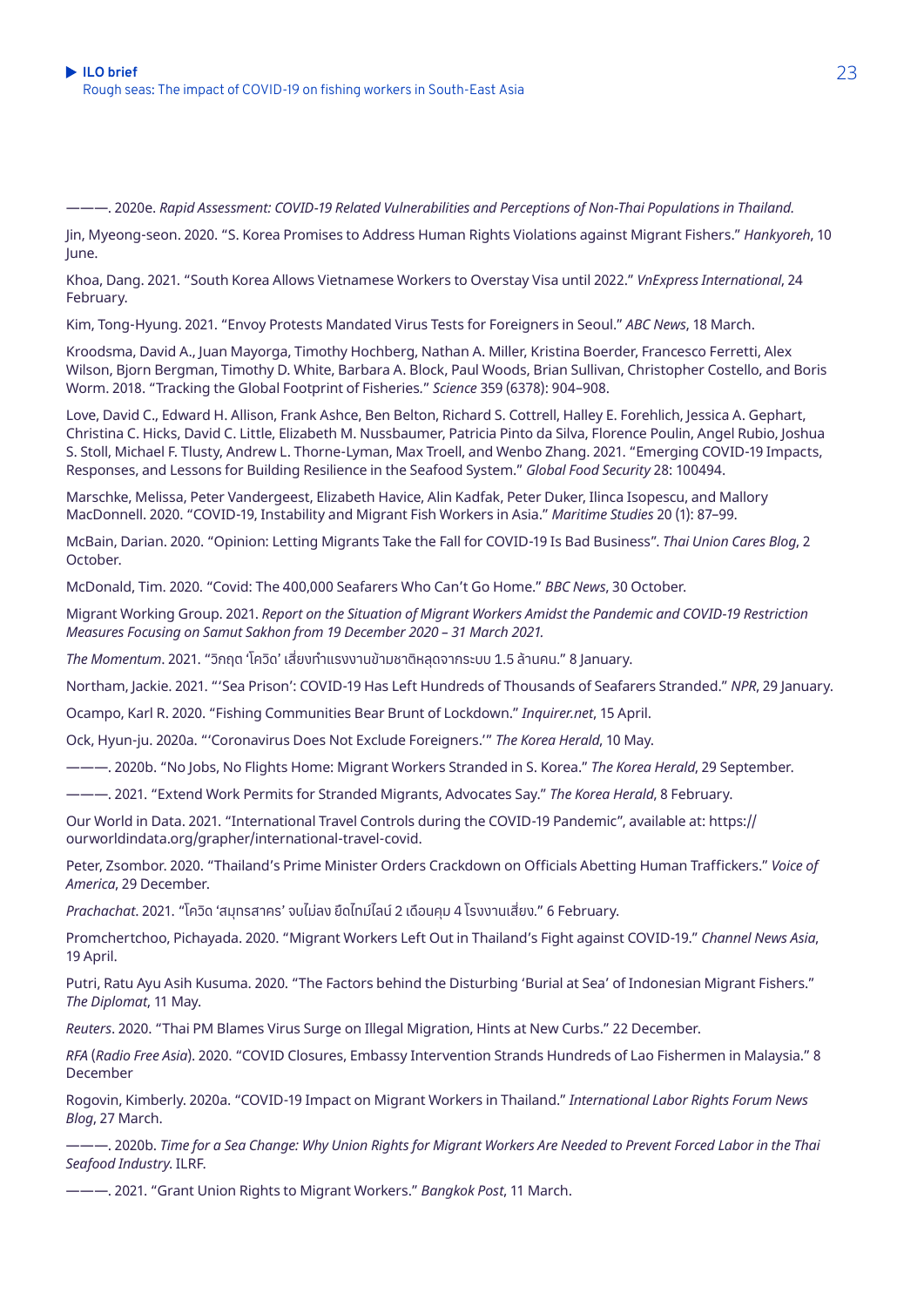———. 2020e. *Rapid Assessment: COVID-19 Related Vulnerabilities and Perceptions of Non-Thai Populations in Thailand.*

Jin, Myeong-seon. 2020. "S. Korea Promises to Address Human Rights Violations against Migrant Fishers." *Hankyoreh*, 10 June.

Khoa, Dang. 2021. "South Korea Allows Vietnamese Workers to Overstay Visa until 2022." *VnExpress International*, 24 February.

Kim, Tong-Hyung. 2021. "Envoy Protests Mandated Virus Tests for Foreigners in Seoul." *ABC News*, 18 March.

Kroodsma, David A., Juan Mayorga, Timothy Hochberg, Nathan A. Miller, Kristina Boerder, Francesco Ferretti, Alex Wilson, Bjorn Bergman, Timothy D. White, Barbara A. Block, Paul Woods, Brian Sullivan, Christopher Costello, and Boris Worm. 2018. "Tracking the Global Footprint of Fisheries." *Science* 359 (6378): 904–908.

Love, David C., Edward H. Allison, Frank Ashce, Ben Belton, Richard S. Cottrell, Halley E. Forehlich, Jessica A. Gephart, Christina C. Hicks, David C. Little, Elizabeth M. Nussbaumer, Patricia Pinto da Silva, Florence Poulin, Angel Rubio, Joshua S. Stoll, Michael F. Tlusty, Andrew L. Thorne-Lyman, Max Troell, and Wenbo Zhang. 2021. "Emerging COVID-19 Impacts, Responses, and Lessons for Building Resilience in the Seafood System." *Global Food Security* 28: 100494.

Marschke, Melissa, Peter Vandergeest, Elizabeth Havice, Alin Kadfak, Peter Duker, Ilinca Isopescu, and Mallory MacDonnell. 2020. "COVID-19, Instability and Migrant Fish Workers in Asia." *Maritime Studies* 20 (1): 87–99.

McBain, Darian. 2020. "Opinion: Letting Migrants Take the Fall for COVID-19 Is Bad Business". *Thai Union Cares Blog*, 2 October.

McDonald, Tim. 2020. "Covid: The 400,000 Seafarers Who Can't Go Home." *BBC News*, 30 October.

Migrant Working Group. 2021. *Report on the Situation of Migrant Workers Amidst the Pandemic and COVID-19 Restriction Measures Focusing on Samut Sakhon from 19 December 2020 – 31 March 2021.*

*The Momentum*. 2021. "วิกฤต 'โควิด' เสี่ยงทำแรงงานข้ามชาติหลุดจากระบบ 1.5 ล้านคน." 8 January.

Northam, Jackie. 2021. "'Sea Prison': COVID-19 Has Left Hundreds of Thousands of Seafarers Stranded." *NPR*, 29 January.

Ocampo, Karl R. 2020. "Fishing Communities Bear Brunt of Lockdown." *Inquirer.net*, 15 April.

Ock, Hyun-ju. 2020a. "'Coronavirus Does Not Exclude Foreigners.'" *The Korea Herald*, 10 May.

———. 2020b. "No Jobs, No Flights Home: Migrant Workers Stranded in S. Korea." *The Korea Herald*, 29 September.

———. 2021. "Extend Work Permits for Stranded Migrants, Advocates Say." *The Korea Herald*, 8 February.

Our World in Data. 2021. "International Travel Controls during the COVID-19 Pandemic", available at: https://ourworldindata.org/grapher/international-travel-covid.

Peter, Zsombor. 2020. "Thailand's Prime Minister Orders Crackdown on Officials Abetting Human Traffickers." *Voice of America*, 29 December.

*Prachachat*. 2021. "โควิด 'สมุทรสาคร' จบไม่ลง ยืดไทม์ไลน์ 2 เดือนคุม 4 โรงงานเสี่ยง." 6 February.

Promchertchoo, Pichayada. 2020. "Migrant Workers Left Out in Thailand's Fight against COVID-19." *Channel News Asia*, 19 April.

Putri, Ratu Ayu Asih Kusuma. 2020. "The Factors behind the Disturbing 'Burial at Sea' of Indonesian Migrant Fishers." *The Diplomat*, 11 May.

*Reuters*. 2020. "Thai PM Blames Virus Surge on Illegal Migration, Hints at New Curbs." 22 December.

*RFA* (*Radio Free Asia*). 2020. "COVID Closures, Embassy Intervention Strands Hundreds of Lao Fishermen in Malaysia." 8 December

Rogovin, Kimberly. 2020a. "COVID-19 Impact on Migrant Workers in Thailand." *International Labor Rights Forum News Blog*, 27 March.

———. 2020b. *Time for a Sea Change: Why Union Rights for Migrant Workers Are Needed to Prevent Forced Labor in the Thai Seafood Industry*. ILRF.

———. 2021. "Grant Union Rights to Migrant Workers." *Bangkok Post*, 11 March.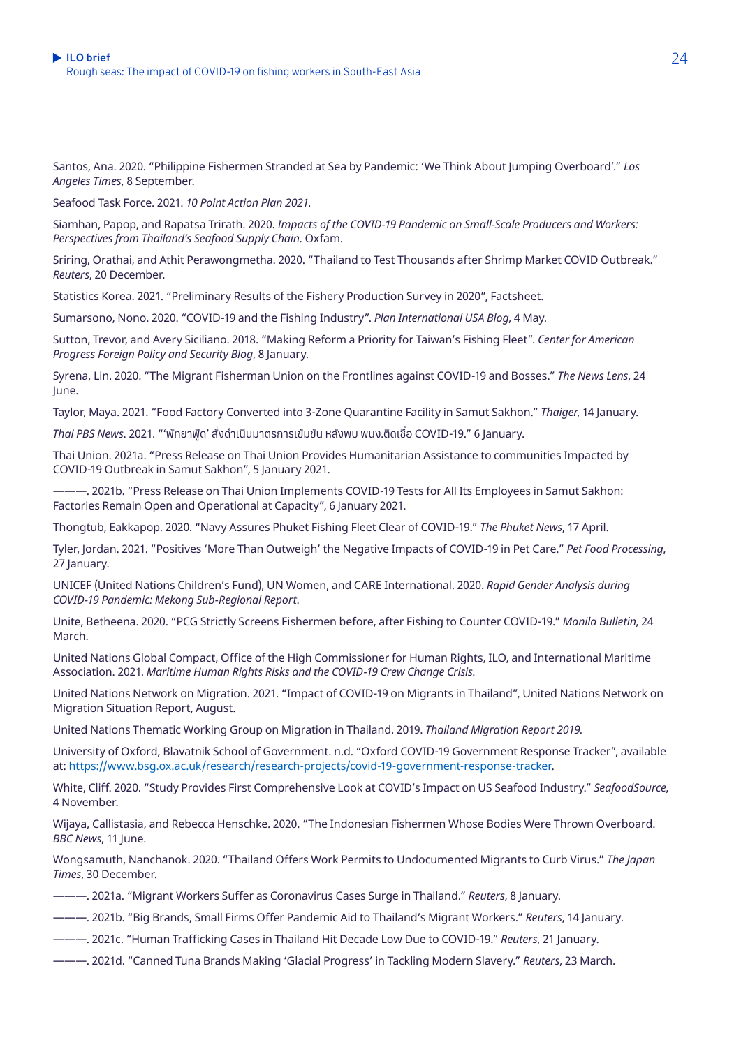Santos, Ana. 2020. "Philippine Fishermen Stranded at Sea by Pandemic: 'We Think About Jumping Overboard'." *Los Angeles Times*, 8 September.

Seafood Task Force. 2021. *10 Point Action Plan 2021*.

Siamhan, Papop, and Rapatsa Trirath. 2020. *Impacts of the COVID-19 Pandemic on Small-Scale Producers and Workers: Perspectives from Thailand's Seafood Supply Chain*. Oxfam.

Sriring, Orathai, and Athit Perawongmetha. 2020. "Thailand to Test Thousands after Shrimp Market COVID Outbreak." *Reuters*, 20 December.

Statistics Korea. 2021. "Preliminary Results of the Fishery Production Survey in 2020", Factsheet.

Sumarsono, Nono. 2020. "COVID-19 and the Fishing Industry". *Plan International USA Blog*, 4 May.

Sutton, Trevor, and Avery Siciliano. 2018. "Making Reform a Priority for Taiwan's Fishing Fleet". *Center for American Progress Foreign Policy and Security Blog*, 8 January.

Syrena, Lin. 2020. "The Migrant Fisherman Union on the Frontlines against COVID-19 and Bosses." *The News Lens*, 24 June.

Taylor, Maya. 2021. "Food Factory Converted into 3-Zone Quarantine Facility in Samut Sakhon." *Thaiger*, 14 January.

*Thai PBS News*. 2021. "'พัทยาฟู้ด' สั่งดำเนินมาตรการเข้มข้น หลังพบ พนง.ติดเชื้อ COVID-19." 6 January.

Thai Union. 2021a. "Press Release on Thai Union Provides Humanitarian Assistance to communities Impacted by COVID-19 Outbreak in Samut Sakhon", 5 January 2021.

———. 2021b. "Press Release on Thai Union Implements COVID-19 Tests for All Its Employees in Samut Sakhon: Factories Remain Open and Operational at Capacity", 6 January 2021.

Thongtub, Eakkapop. 2020. "Navy Assures Phuket Fishing Fleet Clear of COVID-19." *The Phuket News*, 17 April.

Tyler, Jordan. 2021. "Positives 'More Than Outweigh' the Negative Impacts of COVID-19 in Pet Care." *Pet Food Processing*, 27 January.

UNICEF (United Nations Children's Fund), UN Women, and CARE International. 2020. *Rapid Gender Analysis during COVID-19 Pandemic: Mekong Sub-Regional Report*.

Unite, Betheena. 2020. "PCG Strictly Screens Fishermen before, after Fishing to Counter COVID-19." *Manila Bulletin*, 24 March.

United Nations Global Compact, Office of the High Commissioner for Human Rights, ILO, and International Maritime Association. 2021. *Maritime Human Rights Risks and the COVID-19 Crew Change Crisis.*

United Nations Network on Migration. 2021. "Impact of COVID-19 on Migrants in Thailand", United Nations Network on Migration Situation Report, August.

United Nations Thematic Working Group on Migration in Thailand. 2019. *Thailand Migration Report 2019.*

University of Oxford, Blavatnik School of Government. n.d. "Oxford COVID-19 Government Response Tracker", available at: https://www.bsg.ox.ac.uk/research/research-projects/covid-19-government-response-tracker.

White, Cliff. 2020. "Study Provides First Comprehensive Look at COVID's Impact on US Seafood Industry." *SeafoodSource*, 4 November.

Wijaya, Callistasia, and Rebecca Henschke. 2020. "The Indonesian Fishermen Whose Bodies Were Thrown Overboard. *BBC News*, 11 June.

Wongsamuth, Nanchanok. 2020. "Thailand Offers Work Permits to Undocumented Migrants to Curb Virus." *The Japan Times*, 30 December.

———. 2021a. "Migrant Workers Suffer as Coronavirus Cases Surge in Thailand." *Reuters*, 8 January.

———. 2021b. "Big Brands, Small Firms Offer Pandemic Aid to Thailand's Migrant Workers." *Reuters*, 14 January.

———. 2021c. "Human Trafficking Cases in Thailand Hit Decade Low Due to COVID-19." *Reuters*, 21 January.

———. 2021d. "Canned Tuna Brands Making 'Glacial Progress' in Tackling Modern Slavery." *Reuters*, 23 March.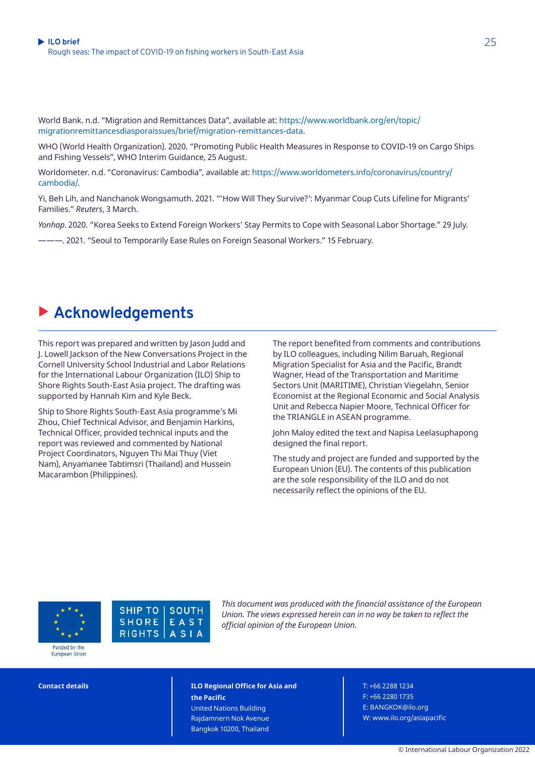World Bank. n.d. "Migration and Remittances Data", available at: https://www.worldbank.org/en/topic/migrationremittancesdiasporaissues/brief/migration-remittances-data.

WHO (World Health Organization). 2020. "Promoting Public Health Measures in Response to COVID-19 on Cargo Ships and Fishing Vessels", WHO Interim Guidance, 25 August.

Worldometer. n.d. "Coronavirus: Cambodia", available at: https://www.worldometers.info/coronavirus/country/cambodia/.

Yi, Beh Lih, and Nanchanok Wongsamuth. 2021. "'How Will They Survive?': Myanmar Coup Cuts Lifeline for Migrants' Families." *Reuters*, 3 March.

*Yonhap*. 2020. "Korea Seeks to Extend Foreign Workers' Stay Permits to Cope with Seasonal Labor Shortage." 29 July.

———. 2021. "Seoul to Temporarily Ease Rules on Foreign Seasonal Workers." 15 February.

## Acknowledgements

This report was prepared and written by Jason Judd and J. Lowell Jackson of the New Conversations Project in the Cornell University School Industrial and Labor Relations for the International Labour Organization (ILO) Ship to Shore Rights South-East Asia project. The drafting was supported by Hannah Kim and Kyle Beck.

Ship to Shore Rights South-East Asia programme's Mi Zhou, Chief Technical Advisor, and Benjamin Harkins, Technical Officer, provided technical inputs and the report was reviewed and commented by National Project Coordinators, Nguyen Thi Mai Thuy (Viet Nam), Anyamanee Tabtimsri (Thailand) and Hussein Macarambon (Philippines).

The report benefited from comments and contributions by ILO colleagues, including Nilim Baruah, Regional Migration Specialist for Asia and the Pacific, Brandt Wagner, Head of the Transportation and Maritime Sectors Unit (MARITIME), Christian Viegelahn, Senior Economist at the Regional Economic and Social Analysis Unit and Rebecca Napier Moore, Technical Officer for the TRIANGLE in ASEAN programme.

John Maloy edited the text and Napisa Leelasuphapong designed the final report.

The study and project are funded and supported by the European Union (EU). The contents of this publication are the sole responsibility of the ILO and do not necessarily reflect the opinions of the EU.

Funded by the European Union

SHIP TO SHORE RIGHTS | SOUTH EAST ASIA

*This document was produced with the financial assistance of the European Union. The views expressed herein can in no way be taken to reflect the official opinion of the European Union.*

**Contact details**

**ILO Regional Office for Asia and the Pacific**
United Nations Building
Rajdamnern Nok Avenue
Bangkok 10200, Thailand

T: +66 2288 1234
F: +66 2280 1735
E: BANGKOK@ilo.org
W: www.ilo.org/asiapacific

© International Labour Organization 2022